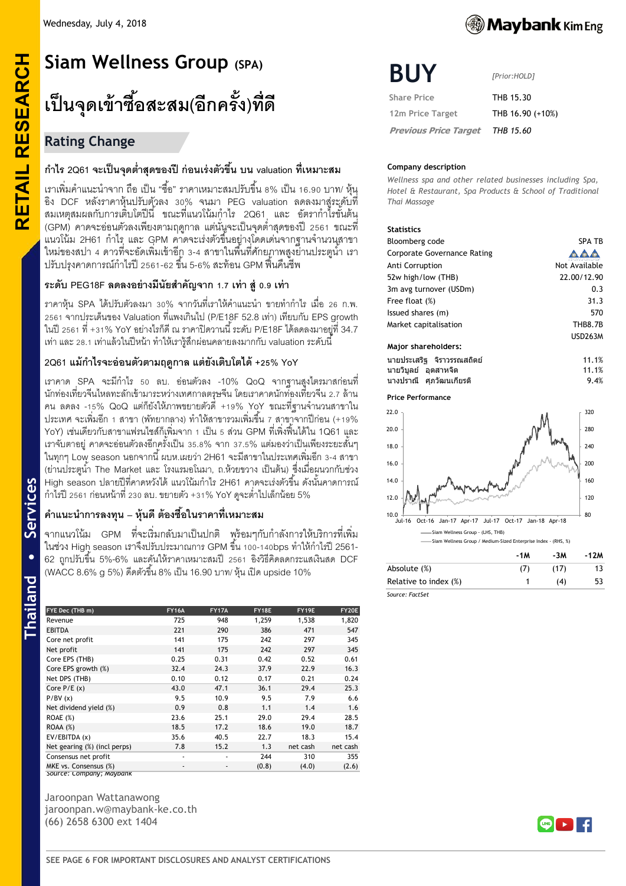Wednesday, July 4, 2018

# Siam Wellness Group (SPA)

# เป็นจุดเข้าซื้อสะสม(อีกครั้ง)ที่ดี

## Rating Change

### กำไร 2Q61 จะเป็นจุดต่ำสุดของปี ก่อนเร่งตัวขึ้น บน valuation ที่เหมาะสม

เราเพิ่มคำแนะนำจาก ถือ เป็น "ซื้อ" ราคาเหมาะสมปรับขึ้น 8% เป็น 16.90 บาท/ หุ้น อิง DCF หลังราคาหุ้นปรับตัวลง 30% จนมา PEG valuation ลดลงมาสู่ระดับที่สมเหตุสมผลกับการเติบโตปีนี้ ขณะที่แนวโน้มกำไร 2Q61 และ อัตรากำไรขั้นต้น (GPM) คาดจะอ่อนตัวลงเพียงตามฤดูกาล แต่นั่นจะเป็นจุดต่ำสุดของปี 2561 ขณะที่แนวโน้ม 2H61 กำไร และ GPM คาดจะเร่งตัวขึ้นอย่างโดดเด่นจากฐานจำนวนสาขาใหม่ของสปา 4 ดาวที่จะอัดเพิ่มเข้าอีก 3-4 สาขาในพื้นที่ศักยภาพสูงย่านประตูน้ำ เราปรับปรุงคาดการณ์กำไรปี 2561-62 ขึ้น 5-6% สะท้อน GPM ฟื้นคืนชีพ

### ระดับ PEG18F ลดลงอย่างมีนัยสำคัญจาก 1.7 เท่า สู่ 0.9 เท่า

ราคาหุ้น SPA ได้ปรับตัวลงมา 30% จากวันที่เราให้คำแนะนำ ขายทำกำไร เมื่อ 26 ก.พ. 2561 จากประเด็นของ Valuation ที่แพงเกินไป (P/E18F 52.8 เท่า) เทียบกับ EPS growth ในปี 2561 ที่ +31% YoY อย่างไรก็ดี ณ ราคาปิดวานนี้ ระดับ P/E18F ได้ลดลงมาอยู่ที่ 34.7 เท่า และ 28.1 เท่าแล้วในปีหน้า ทำให้เรารู้สึกผ่อนคลายลงมากกับ valuation ระดับนี้

### 2Q61 แม้กำไรจะอ่อนตัวตามฤดูกาล แต่ยังเติบโตได้ +25% YoY

เราคาด SPA จะมีกำไร 50 ลบ. อ่อนตัวลง -10% QoQ จากฐานสูงไตรมาสก่อนที่นักท่องเที่ยวจีนไหลทะลักเข้ามาระหว่างเทศกาลตรุษจีน โดยเราคาดนักท่องเที่ยวจีน 2.7 ล้านคน ลดลง -15% QoQ แต่ก็ยังให้ภาพขยายตัวดี +19% YoY ขณะที่ฐานจำนวนสาขาในประเทศ จะเพิ่มอีก 1 สาขา (พัทยากลาง) ทำให้สาขารวมเพิ่มขึ้น 7 สาขาจากปีก่อน (+19% YoY) เช่นเดียวกับสาขาแฟรนไชส์ก็เพิ่มจาก 1 เป็น 5 ส่วน GPM ที่เพิ่งฟื้นได้ใน 1Q61 และเราจับตาอยู่ คาดจะอ่อนตัวลงอีกครั้งเป็น 35.8% จาก 37.5% แต่มองว่าเป็นเพียงระยะสั้นๆ ในทุกๆ Low season นอกจากนี้ ผบห.เผยว่า 2H61 จะมีสาขาในประเทศเพิ่มอีก 3-4 สาขา (ย่านประตูน้ำ The Market และ โรงแรมอโนมา, ถ.ห้วยขวาง เป็นต้น) ซึ่งเมื่อผนวกกับช่วง High season ปลายปีที่คาดหวังได้ แนวโน้มกำไร 2H61 คาดจะเร่งตัวขึ้น ดังนั้นคาดการณ์กำไรปี 2561 ก่อนหน้าที่ 230 ลบ. ขยายตัว +31% YoY ดูจะต่ำไปเล็กน้อย 5%

### คำแนะนำการลงทุน – หุ้นดี ต้องซื้อในราคาที่เหมาะสม

จากแนวโน้ม GPM ที่จะเริ่มกลับมาเป็นปกติ พร้อมๆกับกำลังการให้บริการที่เพิ่มในช่วง High season เราจึงปรับประมาณการ GPM ขึ้น 100-140bps ทำให้กำไรปี 2561-62 ถูกปรับขึ้น 5%-6% และดันให้ราคาเหมาะสมปี 2561 อิงวิธีคิดลดกระแสเงินสด DCF (WACC 8.6% g 5%) ดีดตัวขึ้น 8% เป็น 16.90 บาท/ หุ้น เปิด upside 10%

| FYE Dec (THB m) | FY16A | FY17A | FY18E | FY19E | FY20E |
|---|---|---|---|---|---|
| Revenue | 725 | 948 | 1,259 | 1,538 | 1,820 |
| EBITDA | 221 | 290 | 386 | 471 | 547 |
| Core net profit | 141 | 175 | 242 | 297 | 345 |
| Net profit | 141 | 175 | 242 | 297 | 345 |
| Core EPS (THB) | 0.25 | 0.31 | 0.42 | 0.52 | 0.61 |
| Core EPS growth (%) | 32.4 | 24.3 | 37.9 | 22.9 | 16.3 |
| Net DPS (THB) | 0.10 | 0.12 | 0.17 | 0.21 | 0.24 |
| Core P/E (x) | 43.0 | 47.1 | 36.1 | 29.4 | 25.3 |
| P/BV (x) | 9.5 | 10.9 | 9.5 | 7.9 | 6.6 |
| Net dividend yield (%) | 0.9 | 0.8 | 1.1 | 1.4 | 1.6 |
| ROAE (%) | 23.6 | 25.1 | 29.0 | 29.4 | 28.5 |
| ROAA (%) | 18.5 | 17.2 | 18.6 | 19.0 | 18.7 |
| EV/EBITDA (x) | 35.6 | 40.5 | 22.7 | 18.3 | 15.4 |
| Net gearing (%) (incl perps) | 7.8 | 15.2 | 1.3 | net cash | net cash |
| Consensus net profit | - | - | 244 | 310 | 355 |
| MKE vs. Consensus (%) | - | - | (0.8) | (4.0) | (2.6) |

Source: Company; Maybank

Jaroonpan Wattanawong
jaroonpan.w@maybank-ke.co.th
(66) 2658 6300 ext 1404

# BUY

[Prior:HOLD]

| | |
|---|---|
| Share Price | THB 15.30 |
| 12m Price Target | THB 16.90 (+10%) |
| *Previous Price Target* | *THB 15.60* |

**Company description**

*Wellness spa and other related businesses including Spa, Hotel & Restaurant, Spa Products & School of Traditional Thai Massage*

**Statistics**

| | |
|---|---|
| Bloomberg code | SPA TB |
| Corporate Governance Rating | |
| Anti Corruption | Not Available |
| 52w high/low (THB) | 22.00/12.90 |
| 3m avg turnover (USDm) | 0.3 |
| Free float (%) | 31.3 |
| Issued shares (m) | 570 |
| Market capitalisation | THB8.7B USD263M |

**Major shareholders:**

| | |
|---|---|
| นายประเสริฐ จิราวรรณสถิตย์ | 11.1% |
| นายวิบูลย์ อุตสาหจิต | 11.1% |
| นางปราณี ศุภวัฒนเกียรติ | 9.4% |

**Price Performance**

— Siam Wellness Group - (LHS, THB)
— Siam Wellness Group / Medium-Sized Enterprise Index - (RHS, %)

| | -1M | -3M | -12M |
|---|---|---|---|
| Absolute (%) | (7) | (17) | 13 |
| Relative to index (%) | 1 | (4) | 53 |

Source: FactSet

SEE PAGE 6 FOR IMPORTANT DISCLOSURES AND ANALYST CERTIFICATIONS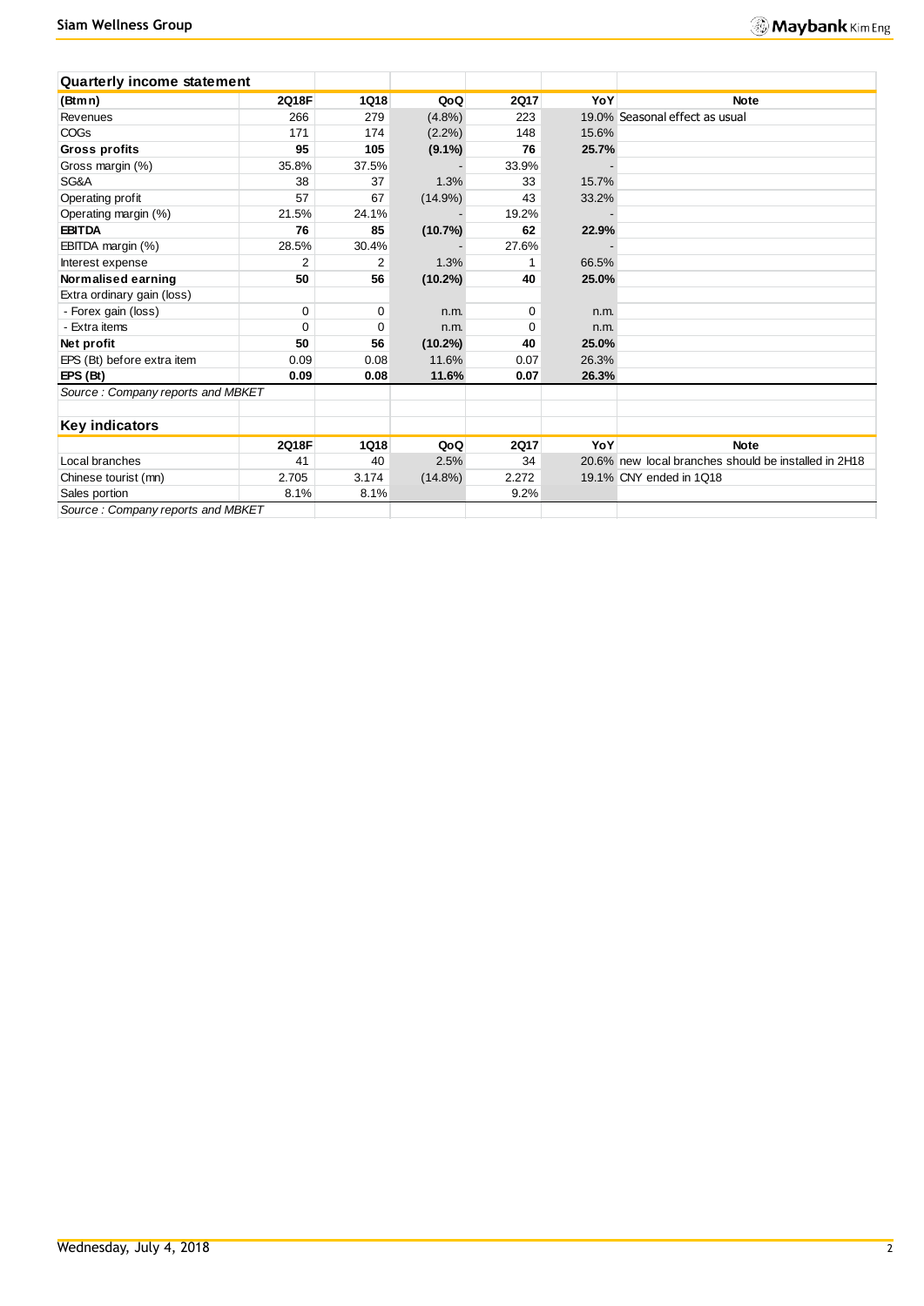## Quarterly income statement

| (Btm n) | 2Q18F | 1Q18 | QoQ | 2Q17 | YoY | Note |
|---|---|---|---|---|---|---|
| Revenues | 266 | 279 | (4.8%) | 223 | 19.0% | Seasonal effect as usual |
| COGs | 171 | 174 | (2.2%) | 148 | 15.6% | |
| **Gross profits** | **95** | **105** | **(9.1%)** | **76** | **25.7%** | |
| Gross margin (%) | 35.8% | 37.5% | - | 33.9% | - | |
| SG&A | 38 | 37 | 1.3% | 33 | 15.7% | |
| Operating profit | 57 | 67 | (14.9%) | 43 | 33.2% | |
| Operating margin (%) | 21.5% | 24.1% | - | 19.2% | - | |
| **EBITDA** | **76** | **85** | **(10.7%)** | **62** | **22.9%** | |
| EBITDA margin (%) | 28.5% | 30.4% | - | 27.6% | - | |
| Interest expense | 2 | 2 | 1.3% | 1 | 66.5% | |
| **Normalised earning** | **50** | **56** | **(10.2%)** | **40** | **25.0%** | |
| Extra ordinary gain (loss) | | | | | | |
| - Forex gain (loss) | 0 | 0 | n.m. | 0 | n.m. | |
| - Extra items | 0 | 0 | n.m. | 0 | n.m. | |
| **Net profit** | **50** | **56** | **(10.2%)** | **40** | **25.0%** | |
| EPS (Bt) before extra item | 0.09 | 0.08 | 11.6% | 0.07 | 26.3% | |
| **EPS (Bt)** | **0.09** | **0.08** | **11.6%** | **0.07** | **26.3%** | |

*Source : Company reports and MBKET*

## Key indicators

| | 2Q18F | 1Q18 | QoQ | 2Q17 | YoY | Note |
|---|---|---|---|---|---|---|
| Local branches | 41 | 40 | 2.5% | 34 | 20.6% | new local branches should be installed in 2H18 |
| Chinese tourist (mn) | 2.705 | 3.174 | (14.8%) | 2.272 | 19.1% | CNY ended in 1Q18 |
| Sales portion | 8.1% | 8.1% | | 9.2% | | |

*Source : Company reports and MBKET*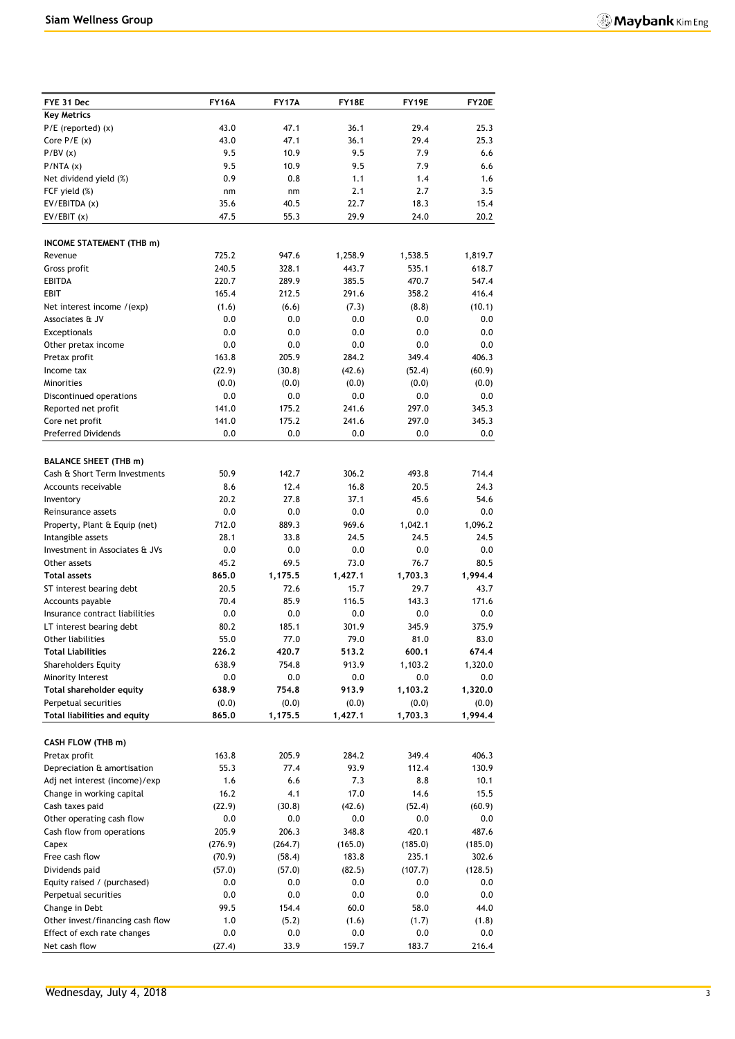| FYE 31 Dec | FY16A | FY17A | FY18E | FY19E | FY20E |
|---|---|---|---|---|---|
| **Key Metrics** | | | | | |
| P/E (reported) (x) | 43.0 | 47.1 | 36.1 | 29.4 | 25.3 |
| Core P/E (x) | 43.0 | 47.1 | 36.1 | 29.4 | 25.3 |
| P/BV (x) | 9.5 | 10.9 | 9.5 | 7.9 | 6.6 |
| P/NTA (x) | 9.5 | 10.9 | 9.5 | 7.9 | 6.6 |
| Net dividend yield (%) | 0.9 | 0.8 | 1.1 | 1.4 | 1.6 |
| FCF yield (%) | nm | nm | 2.1 | 2.7 | 3.5 |
| EV/EBITDA (x) | 35.6 | 40.5 | 22.7 | 18.3 | 15.4 |
| EV/EBIT (x) | 47.5 | 55.3 | 29.9 | 24.0 | 20.2 |
| | | | | | |
| **INCOME STATEMENT (THB m)** | | | | | |
| Revenue | 725.2 | 947.6 | 1,258.9 | 1,538.5 | 1,819.7 |
| Gross profit | 240.5 | 328.1 | 443.7 | 535.1 | 618.7 |
| EBITDA | 220.7 | 289.9 | 385.5 | 470.7 | 547.4 |
| EBIT | 165.4 | 212.5 | 291.6 | 358.2 | 416.4 |
| Net interest income /(exp) | (1.6) | (6.6) | (7.3) | (8.8) | (10.1) |
| Associates & JV | 0.0 | 0.0 | 0.0 | 0.0 | 0.0 |
| Exceptionals | 0.0 | 0.0 | 0.0 | 0.0 | 0.0 |
| Other pretax income | 0.0 | 0.0 | 0.0 | 0.0 | 0.0 |
| Pretax profit | 163.8 | 205.9 | 284.2 | 349.4 | 406.3 |
| Income tax | (22.9) | (30.8) | (42.6) | (52.4) | (60.9) |
| Minorities | (0.0) | (0.0) | (0.0) | (0.0) | (0.0) |
| Discontinued operations | 0.0 | 0.0 | 0.0 | 0.0 | 0.0 |
| Reported net profit | 141.0 | 175.2 | 241.6 | 297.0 | 345.3 |
| Core net profit | 141.0 | 175.2 | 241.6 | 297.0 | 345.3 |
| Preferred Dividends | 0.0 | 0.0 | 0.0 | 0.0 | 0.0 |
| | | | | | |
| **BALANCE SHEET (THB m)** | | | | | |
| Cash & Short Term Investments | 50.9 | 142.7 | 306.2 | 493.8 | 714.4 |
| Accounts receivable | 8.6 | 12.4 | 16.8 | 20.5 | 24.3 |
| Inventory | 20.2 | 27.8 | 37.1 | 45.6 | 54.6 |
| Reinsurance assets | 0.0 | 0.0 | 0.0 | 0.0 | 0.0 |
| Property, Plant & Equip (net) | 712.0 | 889.3 | 969.6 | 1,042.1 | 1,096.2 |
| Intangible assets | 28.1 | 33.8 | 24.5 | 24.5 | 24.5 |
| Investment in Associates & JVs | 0.0 | 0.0 | 0.0 | 0.0 | 0.0 |
| Other assets | 45.2 | 69.5 | 73.0 | 76.7 | 80.5 |
| **Total assets** | **865.0** | **1,175.5** | **1,427.1** | **1,703.3** | **1,994.4** |
| ST interest bearing debt | 20.5 | 72.6 | 15.7 | 29.7 | 43.7 |
| Accounts payable | 70.4 | 85.9 | 116.5 | 143.3 | 171.6 |
| Insurance contract liabilities | 0.0 | 0.0 | 0.0 | 0.0 | 0.0 |
| LT interest bearing debt | 80.2 | 185.1 | 301.9 | 345.9 | 375.9 |
| Other liabilities | 55.0 | 77.0 | 79.0 | 81.0 | 83.0 |
| **Total Liabilities** | **226.2** | **420.7** | **513.2** | **600.1** | **674.4** |
| Shareholders Equity | 638.9 | 754.8 | 913.9 | 1,103.2 | 1,320.0 |
| Minority Interest | 0.0 | 0.0 | 0.0 | 0.0 | 0.0 |
| **Total shareholder equity** | **638.9** | **754.8** | **913.9** | **1,103.2** | **1,320.0** |
| Perpetual securities | (0.0) | (0.0) | (0.0) | (0.0) | (0.0) |
| **Total liabilities and equity** | **865.0** | **1,175.5** | **1,427.1** | **1,703.3** | **1,994.4** |
| | | | | | |
| **CASH FLOW (THB m)** | | | | | |
| Pretax profit | 163.8 | 205.9 | 284.2 | 349.4 | 406.3 |
| Depreciation & amortisation | 55.3 | 77.4 | 93.9 | 112.4 | 130.9 |
| Adj net interest (income)/exp | 1.6 | 6.6 | 7.3 | 8.8 | 10.1 |
| Change in working capital | 16.2 | 4.1 | 17.0 | 14.6 | 15.5 |
| Cash taxes paid | (22.9) | (30.8) | (42.6) | (52.4) | (60.9) |
| Other operating cash flow | 0.0 | 0.0 | 0.0 | 0.0 | 0.0 |
| Cash flow from operations | 205.9 | 206.3 | 348.8 | 420.1 | 487.6 |
| Capex | (276.9) | (264.7) | (165.0) | (185.0) | (185.0) |
| Free cash flow | (70.9) | (58.4) | 183.8 | 235.1 | 302.6 |
| Dividends paid | (57.0) | (57.0) | (82.5) | (107.7) | (128.5) |
| Equity raised / (purchased) | 0.0 | 0.0 | 0.0 | 0.0 | 0.0 |
| Perpetual securities | 0.0 | 0.0 | 0.0 | 0.0 | 0.0 |
| Change in Debt | 99.5 | 154.4 | 60.0 | 58.0 | 44.0 |
| Other invest/financing cash flow | 1.0 | (5.2) | (1.6) | (1.7) | (1.8) |
| Effect of exch rate changes | 0.0 | 0.0 | 0.0 | 0.0 | 0.0 |
| Net cash flow | (27.4) | 33.9 | 159.7 | 183.7 | 216.4 |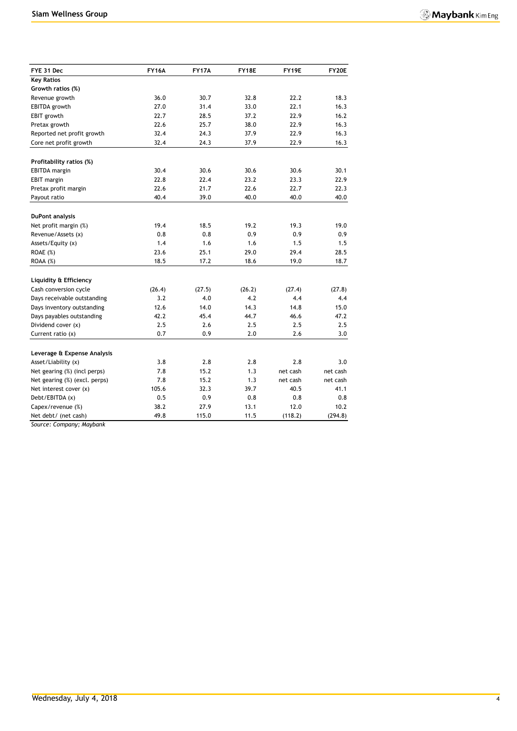| FYE 31 Dec | FY16A | FY17A | FY18E | FY19E | FY20E |
|---|---|---|---|---|---|
| **Key Ratios** | | | | | |
| **Growth ratios (%)** | | | | | |
| Revenue growth | 36.0 | 30.7 | 32.8 | 22.2 | 18.3 |
| EBITDA growth | 27.0 | 31.4 | 33.0 | 22.1 | 16.3 |
| EBIT growth | 22.7 | 28.5 | 37.2 | 22.9 | 16.2 |
| Pretax growth | 22.6 | 25.7 | 38.0 | 22.9 | 16.3 |
| Reported net profit growth | 32.4 | 24.3 | 37.9 | 22.9 | 16.3 |
| Core net profit growth | 32.4 | 24.3 | 37.9 | 22.9 | 16.3 |
| | | | | | |
| **Profitability ratios (%)** | | | | | |
| EBITDA margin | 30.4 | 30.6 | 30.6 | 30.6 | 30.1 |
| EBIT margin | 22.8 | 22.4 | 23.2 | 23.3 | 22.9 |
| Pretax profit margin | 22.6 | 21.7 | 22.6 | 22.7 | 22.3 |
| Payout ratio | 40.4 | 39.0 | 40.0 | 40.0 | 40.0 |
| | | | | | |
| **DuPont analysis** | | | | | |
| Net profit margin (%) | 19.4 | 18.5 | 19.2 | 19.3 | 19.0 |
| Revenue/Assets (x) | 0.8 | 0.8 | 0.9 | 0.9 | 0.9 |
| Assets/Equity (x) | 1.4 | 1.6 | 1.6 | 1.5 | 1.5 |
| ROAE (%) | 23.6 | 25.1 | 29.0 | 29.4 | 28.5 |
| ROAA (%) | 18.5 | 17.2 | 18.6 | 19.0 | 18.7 |
| | | | | | |
| **Liquidity & Efficiency** | | | | | |
| Cash conversion cycle | (26.4) | (27.5) | (26.2) | (27.4) | (27.8) |
| Days receivable outstanding | 3.2 | 4.0 | 4.2 | 4.4 | 4.4 |
| Days inventory outstanding | 12.6 | 14.0 | 14.3 | 14.8 | 15.0 |
| Days payables outstanding | 42.2 | 45.4 | 44.7 | 46.6 | 47.2 |
| Dividend cover (x) | 2.5 | 2.6 | 2.5 | 2.5 | 2.5 |
| Current ratio (x) | 0.7 | 0.9 | 2.0 | 2.6 | 3.0 |
| | | | | | |
| **Leverage & Expense Analysis** | | | | | |
| Asset/Liability (x) | 3.8 | 2.8 | 2.8 | 2.8 | 3.0 |
| Net gearing (%) (incl perps) | 7.8 | 15.2 | 1.3 | net cash | net cash |
| Net gearing (%) (excl. perps) | 7.8 | 15.2 | 1.3 | net cash | net cash |
| Net interest cover (x) | 105.6 | 32.3 | 39.7 | 40.5 | 41.1 |
| Debt/EBITDA (x) | 0.5 | 0.9 | 0.8 | 0.8 | 0.8 |
| Capex/revenue (%) | 38.2 | 27.9 | 13.1 | 12.0 | 10.2 |
| Net debt/ (net cash) | 49.8 | 115.0 | 11.5 | (118.2) | (294.8) |

*Source: Company; Maybank*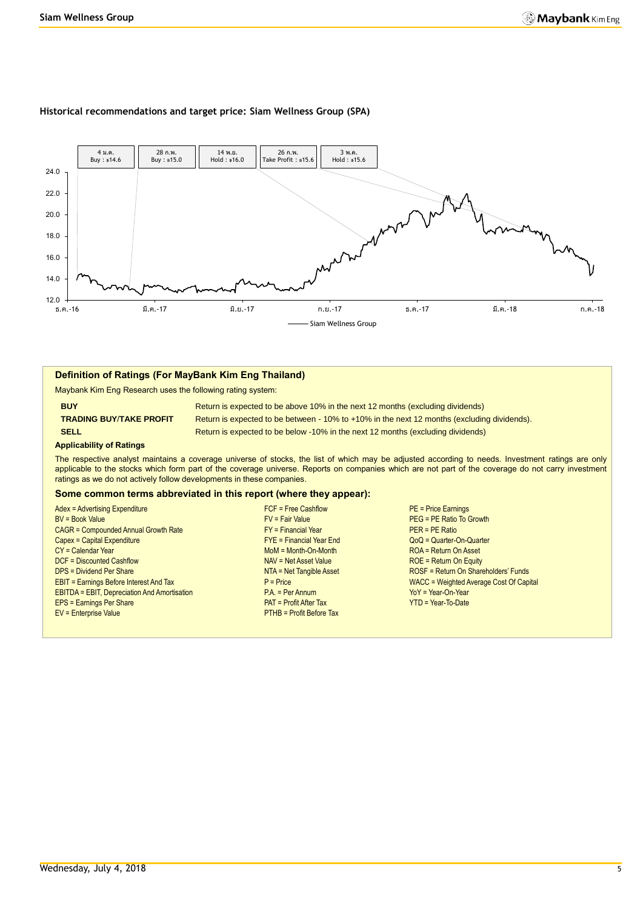### Historical recommendations and target price: Siam Wellness Group (SPA)

| 4 ม.ค. | 28 ก.พ. | 14 พ.ย. | 26 ก.พ. | 3 พ.ค. |
| --- | --- | --- | --- | --- |
| Buy : ฿14.6 | Buy : ฿15.0 | Hold : ฿16.0 | Take Profit : ฿15.6 | Hold : ฿15.6 |

Siam Wellness Group

## Definition of Ratings (For MayBank Kim Eng Thailand)

Maybank Kim Eng Research uses the following rating system:

| | |
| --- | --- |
| **BUY** | Return is expected to be above 10% in the next 12 months (excluding dividends) |
| **TRADING BUY/TAKE PROFIT** | Return is expected to be between - 10% to +10% in the next 12 months (excluding dividends). |
| **SELL** | Return is expected to be below -10% in the next 12 months (excluding dividends) |

**Applicability of Ratings**

The respective analyst maintains a coverage universe of stocks, the list of which may be adjusted according to needs. Investment ratings are only applicable to the stocks which form part of the coverage universe. Reports on companies which are not part of the coverage do not carry investment ratings as we do not actively follow developments in these companies.

### Some common terms abbreviated in this report (where they appear):

Adex = Advertising Expenditure
BV = Book Value
CAGR = Compounded Annual Growth Rate
Capex = Capital Expenditure
CY = Calendar Year
DCF = Discounted Cashflow
DPS = Dividend Per Share
EBIT = Earnings Before Interest And Tax
EBITDA = EBIT, Depreciation And Amortisation
EPS = Earnings Per Share
EV = Enterprise Value
FCF = Free Cashflow
FV = Fair Value
FY = Financial Year
FYE = Financial Year End
MoM = Month-On-Month
NAV = Net Asset Value
NTA = Net Tangible Asset
P = Price
P.A. = Per Annum
PAT = Profit After Tax
PTHB = Profit Before Tax
PE = Price Earnings
PEG = PE Ratio To Growth
PER = PE Ratio
QoQ = Quarter-On-Quarter
ROA = Return On Asset
ROE = Return On Equity
ROSF = Return On Shareholders' Funds
WACC = Weighted Average Cost Of Capital
YoY = Year-On-Year
YTD = Year-To-Date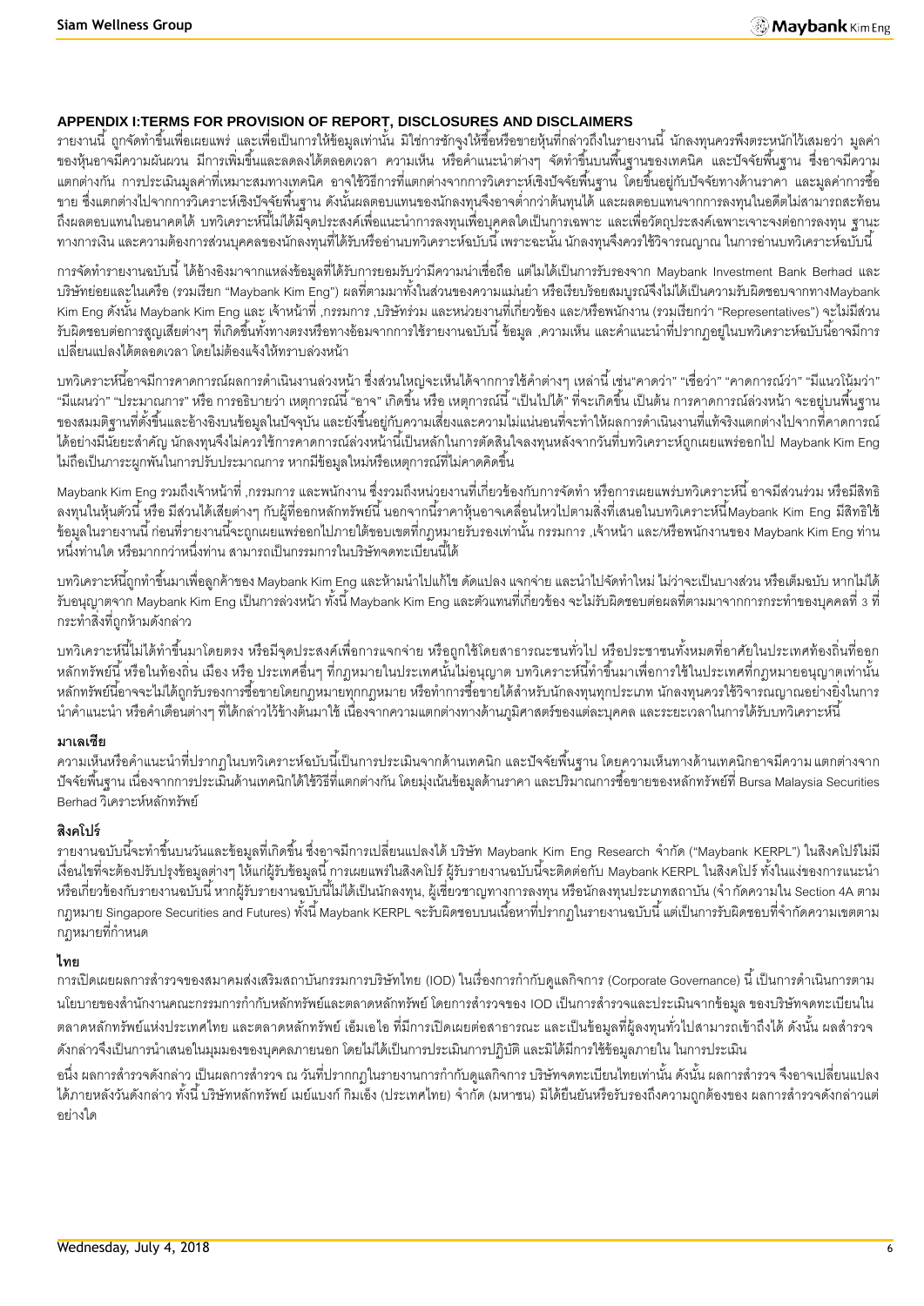## APPENDIX I:TERMS FOR PROVISION OF REPORT, DISCLOSURES AND DISCLAIMERS

รายงานนี้ ถูกจัดทำขึ้นเพื่อเผยแพร่ และเพื่อเป็นการให้ข้อมูลเท่านั้น มิใช่การชักจูงให้ซื้อหรือขายหุ้นที่กล่าวถึงในรายงานนี้ นักลงทุนควรพึงตระหนักไว้เสมอว่า มูลค่าของหุ้นอาจมีความผันผวน มีการเพิ่มขึ้นและลดลงได้ตลอดเวลา ความเห็น หรือคำแนะนำต่างๆ จัดทำขึ้นบนพื้นฐานของเทคนิค และปัจจัยพื้นฐาน ซึ่งอาจมีความแตกต่างกัน การประเมินมูลค่าที่เหมาะสมทางเทคนิค อาจใช้วิธีการที่แตกต่างจากการวิเคราะห์เชิงปัจจัยพื้นฐาน โดยขึ้นอยู่กับปัจจัยทางด้านราคา และมูลค่าการซื้อขาย ซึ่งแตกต่างไปจากการวิเคราะห์เชิงปัจจัยพื้นฐาน ดังนั้นผลตอบแทนของนักลงทุนจึงอาจต่ำกว่าต้นทุนได้ และผลตอบแทนจากการลงทุนในอดีตไม่สามารถสะท้อนถึงผลตอบแทนในอนาคตได้ บทวิเคราะห์นี้ไม่ได้มีจุดประสงค์เพื่อแนะนำการลงทุนเพื่อบุคคลใดเป็นการเฉพาะ และเพื่อวัตถุประสงค์เฉพาะเจาะจงต่อการลงทุน ฐานะทางการเงิน และความต้องการส่วนบุคคลของนักลงทุนที่ได้รับหรืออ่านบทวิเคราะห์ฉบับนี้ เพราะฉะนั้น นักลงทุนจึงควรใช้วิจารณญาณ ในการอ่านบทวิเคราะห์ฉบับนี้

การจัดทำรายงานฉบับนี้ ได้อ้างอิงมาจากแหล่งข้อมูลที่ได้รับการยอมรับว่ามีความน่าเชื่อถือ แต่ไม่ได้เป็นการรับรองจาก Maybank Investment Bank Berhad และบริษัทย่อยและในเครือ (รวมเรียก "Maybank Kim Eng") ผลที่ตามมาทั้งในส่วนของความแม่นยำ หรือเรียบร้อยสมบูรณ์จึงไม่ได้เป็นความรับผิดชอบจากทางMaybank Kim Eng ดังนั้น Maybank Kim Eng และ เจ้าหน้าที่ ,กรรมการ ,บริษัทร่วม และหน่วยงานที่เกี่ยวข้อง และ/หรือพนักงาน (รวมเรียกว่า "Representatives") จะไม่มีส่วนรับผิดชอบต่อการสูญเสียต่างๆ ที่เกิดขึ้นทั้งทางตรงหรือทางอ้อมจากการใช้รายงานฉบับนี้ ข้อมูล ,ความเห็น และคำแนะนำที่ปรากฏอยู่ในบทวิเคราะห์ฉบับนี้อาจมีการเปลี่ยนแปลงได้ตลอดเวลา โดยไม่ต้องแจ้งให้ทราบล่วงหน้า

บทวิเคราะห์นี้อาจมีการคาดการณ์ผลการดำเนินงานล่วงหน้า ซึ่งส่วนใหญ่จะเห็นได้จากการใช้คำต่างๆ เหล่านี้ เช่น"คาดว่า" "เชื่อว่า" "คาดการณ์ว่า" "มีแนวโน้มว่า" "มีแผนว่า" "ประมาณการ" หรือ การอธิบายว่า เหตุการณ์นี้ "อาจ" เกิดขึ้น หรือ เหตุการณ์นี้ "เป็นไปได้" ที่จะเกิดขึ้น เป็นต้น การคาดการณ์ล่วงหน้า จะอยู่บนพื้นฐานของสมมติฐานที่ตั้งขึ้นและอ้างอิงบนข้อมูลในปัจจุบัน และยังขึ้นอยู่กับความเสี่ยงและความไม่แน่นอนที่จะทำให้ผลการดำเนินงานที่แท้จริงแตกต่างไปจากที่คาดการณ์ได้อย่างมีนัยยะสำคัญ นักลงทุนจึงไม่ควรใช้การคาดการณ์ล่วงหน้านี้เป็นหลักในการตัดสินใจลงทุนหลังจากวันที่บทวิเคราะห์ถูกเผยแพร่ออกไป Maybank Kim Eng ไม่ถือเป็นภาระผูกพันในการปรับประมาณการ หากมีข้อมูลใหม่หรือเหตุการณ์ที่ไม่คาดคิดขึ้น

Maybank Kim Eng รวมถึงเจ้าหน้าที่ ,กรรมการ และพนักงาน ซึ่งรวมถึงหน่วยงานที่เกี่ยวข้องกับการจัดทำ หรือการเผยแพร่บทวิเคราะห์นี้ อาจมีส่วนร่วม หรือมีสิทธิลงทุนในหุ้นตัวนี้ หรือ มีส่วนได้เสียต่างๆ กับผู้ที่ออกหลักทรัพย์นี้ นอกจากนี้ราคาหุ้นอาจเคลื่อนไหวไปตามสิ่งที่เสนอในบทวิเคราะห์นี้Maybank Kim Eng มีสิทธิใช้ข้อมูลในรายงานนี้ ก่อนที่รายงานนี้จะถูกเผยแพร่ออกไปภายใต้ขอบเขตที่กฎหมายรับรองเท่านั้น กรรมการ ,เจ้าหน้า และ/หรือพนักงานของ Maybank Kim Eng ท่านหนึ่งท่านใด หรือมากกว่าหนึ่งท่าน สามารถเป็นกรรมการในบริษัทจดทะเบียนนี้ได้

บทวิเคราะห์นี้ถูกทำขึ้นมาเพื่อลูกค้าของ Maybank Kim Eng และห้ามนำไปแก้ไข ดัดแปลง แจกจ่าย และนำไปจัดทำใหม่ ไม่ว่าจะเป็นบางส่วน หรือเต็มฉบับ หากไม่ได้รับอนุญาตจาก Maybank Kim Eng เป็นการล่วงหน้า ทั้งนี้ Maybank Kim Eng และตัวแทนที่เกี่ยวข้อง จะไม่รับผิดชอบต่อผลที่ตามมาจากการกระทำของบุคคลที่ 3 ที่กระทำสิ่งที่ถูกห้ามดังกล่าว

บทวิเคราะห์นี้ไม่ได้ทำขึ้นมาโดยตรง หรือมีจุดประสงค์เพื่อการแจกจ่าย หรือถูกใช้โดยสาธารณะชนทั่วไป หรือประชาชนทั้งหมดที่อาศัยในประเทศท้องถิ่นที่ออกหลักทรัพย์นี้ หรือในท้องถิ่น เมือง หรือ ประเทศอื่นๆ ที่กฎหมายในประเทศนั้นไม่อนุญาต บทวิเคราะห์นี้ทำขึ้นมาเพื่อการใช้ในประเทศที่กฎหมายอนุญาตเท่านั้น หลักทรัพย์นี้อาจจะไม่ได้ถูกรับรองการซื้อขายโดยกฎหมายทุกกฎหมาย หรือทำการซื้อขายได้สำหรับนักลงทุนทุกประเภท นักลงทุนควรใช้วิจารณญาณอย่างยิ่งในการนำคำแนะนำ หรือคำเตือนต่างๆ ที่ได้กล่าวไว้ข้างต้นมาใช้ เนื่องจากความแตกต่างทางด้านภูมิศาสตร์ของแต่ละบุคคล และระยะเวลาในการได้รับบทวิเคราะห์นี้

### มาเลเซีย

ความเห็นหรือคำแนะนำที่ปรากฏในบทวิเคราะห์ฉบับนี้เป็นการประเมินจากด้านเทคนิก และปัจจัยพื้นฐาน โดยความเห็นทางด้านเทคนิกอาจมีความ แตกต่างจากปัจจัยพื้นฐาน เนื่องจากการประเมินด้านเทคนิกได้ใช้วิธีที่แตกต่างกัน โดยมุ่งเน้นข้อมูลด้านราคา และปริมาณการซื้อขายของหลักทรัพย์ที่ Bursa Malaysia Securities Berhad วิเคราะห์หลักทรัพย์

### สิงคโปร์

รายงานฉบับนี้จะทำขึ้นบนวันและข้อมูลที่เกิดขึ้น ซึ่งอาจมีการเปลี่ยนแปลงได้ บริษัท Maybank Kim Eng Research จำกัด ("Maybank KERPL") ในสิงคโปร์ไม่มีเงื่อนไขที่จะต้องปรับปรุงข้อมูลต่างๆ ให้แก่ผู้รับข้อมูลนี้ การเผยแพร่ในสิงคโปร์ ผู้รับรายงานฉบับนี้จะติดต่อกับ Maybank KERPL ในสิงคโปร์ ทั้งในแง่ของการแนะนำ หรือเกี่ยวข้องกับรายงานฉบับนี้ หากผู้รับรายงานฉบับนี้ไม่ได้เป็นนักลงทุน, ผู้เชี่ยวชาญทางการลงทุน หรือนักลงทุนประเภทสถาบัน (จำกัดความใน Section 4A ตามกฎหมาย Singapore Securities and Futures) ทั้งนี้ Maybank KERPL จะรับผิดชอบบนเนื้อหาที่ปรากฏในรายงานฉบับนี้ แต่เป็นการรับผิดชอบที่จำกัดความเขตตามกฎหมายที่กำหนด

### ไทย

การเปิดเผยผลการสำรวจของสมาคมส่งเสริมสถาบันกรรมการบริษัทไทย (IOD) ในเรื่องการกำกับดูแลกิจการ (Corporate Governance) นี้ เป็นการดำเนินการตามนโยบายของสำนักงานคณะกรรมการกำกับหลักทรัพย์และตลาดหลักทรัพย์ โดยการสำรวจของ IOD เป็นการสำรวจและประเมินจากข้อมูล ของบริษัทจดทะเบียนในตลาดหลักทรัพย์แห่งประเทศไทย และตลาดหลักทรัพย์ เอ็มเอไอ ที่มีการเปิดเผยต่อสาธารณะ และเป็นข้อมูลที่ผู้ลงทุนทั่วไปสามารถเข้าถึงได้ ดังนั้น ผลสำรวจดังกล่าวจึงเป็นการนำเสนอในมุมมองของบุคคลภายนอก โดยไม่ได้เป็นการประเมินการปฏิบัติ และมิได้มีการใช้ข้อมูลภายใน ในการประเมิน

อนึ่ง ผลการสำรวจดังกล่าว เป็นผลการสำรวจ ณ วันที่ปรากฏในรายงานการกำกับดูแลกิจการ บริษัทจดทะเบียนไทยเท่านั้น ดังนั้น ผลการสำรวจ จึงอาจเปลี่ยนแปลงได้ภายหลังวันดังกล่าว ทั้งนี้ บริษัทหลักทรัพย์ เมย์แบงก์ กิมเอ็ง (ประเทศไทย) จำกัด (มหาชน) มิได้ยืนยันหรือรับรองถึงความถูกต้องของ ผลการสำรวจดังกล่าวแต่อย่างใด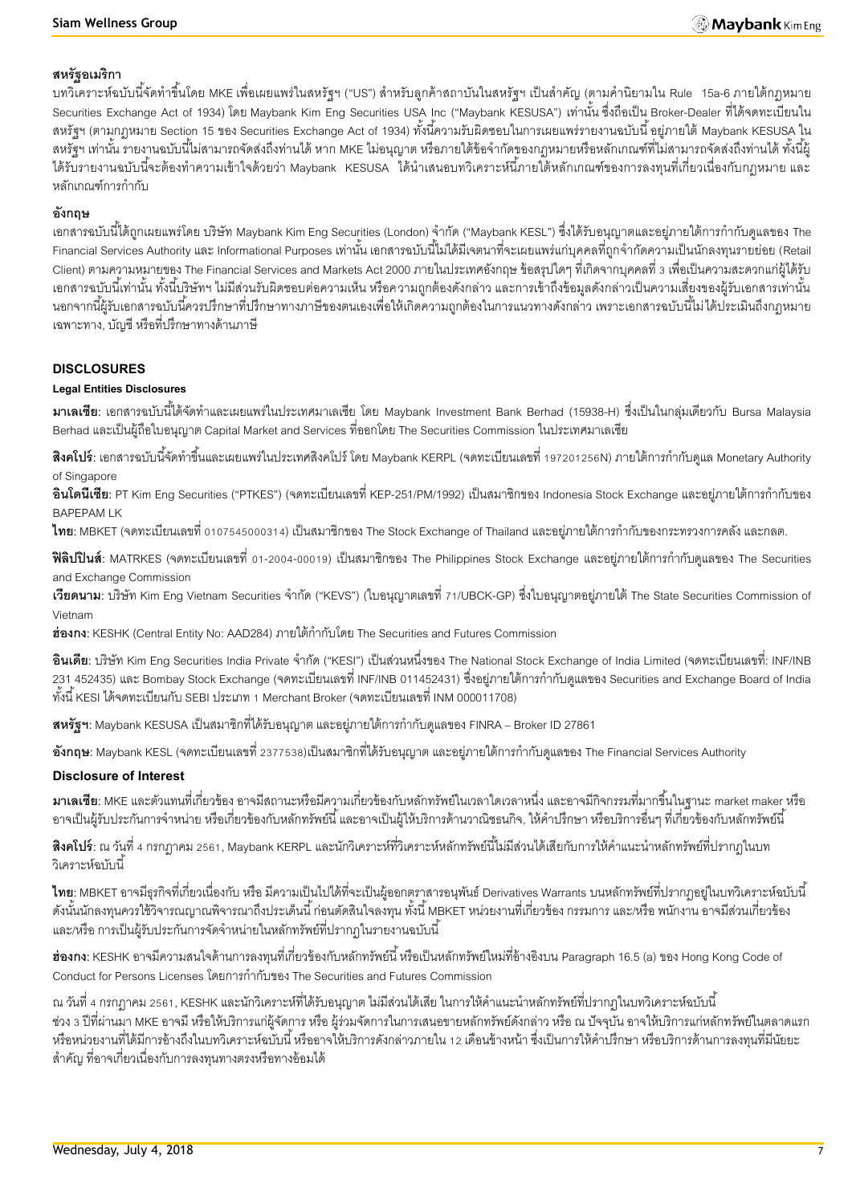### สหรัฐอเมริกา

บทวิเคราะห์ฉบับนี้จัดทำขึ้นโดย MKE เพื่อเผยแพร่ในสหรัฐฯ ("US") สำหรับลูกค้าสถาบันในสหรัฐฯ เป็นสำคัญ (ตามคำนิยามใน Rule 15a-6 ภายใต้กฎหมาย Securities Exchange Act of 1934) โดย Maybank Kim Eng Securities USA Inc ("Maybank KESUSA") เท่านั้น ซึ่งถือเป็น Broker-Dealer ที่ได้จดทะเบียนในสหรัฐฯ (ตามกฎหมาย Section 15 ของ Securities Exchange Act of 1934) ทั้งนี้ความรับผิดชอบในการเผยแพร่รายงานฉบับนี้ อยู่ภายใต้ Maybank KESUSA ในสหรัฐฯ เท่านั้น รายงานฉบับนี้ไม่สามารถจัดส่งถึงท่านได้ หาก MKE ไม่อนุญาต หรือภายใต้ข้อจำกัดของกฎหมายหรือหลักเกณฑ์ที่ไม่สามารถจัดส่งถึงท่านได้ ทั้งนี้ผู้ได้รับรายงานฉบับนี้จะต้องทำความเข้าใจด้วยว่า Maybank KESUSA ได้นำเสนอบทวิเคราะห์นี้ภายใต้หลักเกณฑ์ของการลงทุนที่เกี่ยวเนื่องกับกฎหมาย และหลักเกณฑ์การกำกับ

### อังกฤษ

เอกสารฉบับนี้ได้ถูกเผยแพร่โดย บริษัท Maybank Kim Eng Securities (London) จำกัด ("Maybank KESL") ซึ่งได้รับอนุญาตและอยู่ภายใต้การกำกับดูแลของ The Financial Services Authority และ Informational Purposes เท่านั้น เอกสารฉบับนี้ไม่ได้มีเจตนาที่จะเผยแพร่แก่บุคคลที่ถูกจำกัดความเป็นนักลงทุนรายย่อย (Retail Client) ตามความหมายของ The Financial Services and Markets Act 2000 ภายในประเทศอังกฤษ ข้อสรุปใดๆ ที่เกิดจากบุคคลที่ 3 เพื่อเป็นความสะดวกแก่ผู้ได้รับเอกสารฉบับนี้เท่านั้น ทั้งนี้บริษัทฯ ไม่มีส่วนรับผิดชอบต่อความเห็น หรือความถูกต้องดังกล่าว และการเข้าถึงข้อมูลดังกล่าวเป็นความเสี่ยงของผู้รับเอกสารเท่านั้น นอกจากนี้ผู้รับเอกสารฉบับนี้ควรปรึกษาที่ปรึกษาทางภาษีของตนเองเพื่อให้เกิดความถูกต้องในการแนวทางดังกล่าว เพราะเอกสารฉบับนี้ไม่ได้ประเมินถึงกฎหมายเฉพาะทาง, บัญชี หรือที่ปรึกษาทางด้านภาษี

## DISCLOSURES

### Legal Entities Disclosures

**มาเลเซีย**: เอกสารฉบับนี้ได้จัดทำและเผยแพร่ในประเทศมาเลเซีย โดย Maybank Investment Bank Berhad (15938-H) ซึ่งเป็นในกลุ่มเดียวกับ Bursa Malaysia Berhad และเป็นผู้ถือใบอนุญาต Capital Market and Services ที่ออกโดย The Securities Commission ในประเทศมาเลเซีย

**สิงคโปร์**: เอกสารฉบับนี้จัดทำขึ้นและเผยแพร่ในประเทศสิงคโปร์ โดย Maybank KERPL (จดทะเบียนเลขที่ 197201256N) ภายใต้การกำกับดูแล Monetary Authority of Singapore

**อินโดนีเซีย**: PT Kim Eng Securities ("PTKES") (จดทะเบียนเลขที่ KEP-251/PM/1992) เป็นสมาชิกของ Indonesia Stock Exchange และอยู่ภายใต้การกำกับของ BAPEPAM LK

**ไทย**: MBKET (จดทะเบียนเลขที่ 0107545000314) เป็นสมาชิกของ The Stock Exchange of Thailand และอยู่ภายใต้การกำกับของกระทรวงการคลัง และกลต.

**ฟิลิปปินส์**: MATRKES (จดทะเบียนเลขที่ 01-2004-00019) เป็นสมาชิกของ The Philippines Stock Exchange และอยู่ภายใต้การกำกับดูแลของ The Securities and Exchange Commission

**เวียดนาม**: บริษัท Kim Eng Vietnam Securities จำกัด ("KEVS") (ใบอนุญาตเลขที่ 71/UBCK-GP) ซึ่งใบอนุญาตอยู่ภายใต้ The State Securities Commission of Vietnam

**ฮ่องกง**: KESHK (Central Entity No: AAD284) ภายใต้กำกับโดย The Securities and Futures Commission

**อินเดีย**: บริษัท Kim Eng Securities India Private จำกัด ("KESI") เป็นส่วนหนึ่งของ The National Stock Exchange of India Limited (จดทะเบียนเลขที่: INF/INB 231 452435) และ Bombay Stock Exchange (จดทะเบียนเลขที่ INF/INB 011452431) ซึ่งอยู่ภายใต้การกำกับดูแลของ Securities and Exchange Board of India ทั้งนี้ KESI ได้จดทะเบียนกับ SEBI ประเภท 1 Merchant Broker (จดทะเบียนเลขที่ INM 000011708)

**สหรัฐฯ**: Maybank KESUSA เป็นสมาชิกที่ได้รับอนุญาต และอยู่ภายใต้การกำกับดูแลของ FINRA – Broker ID 27861

**อังกฤษ**: Maybank KESL (จดทะเบียนเลขที่ 2377538)เป็นสมาชิกที่ได้รับอนุญาต และอยู่ภายใต้การกำกับดูแลของ The Financial Services Authority

### Disclosure of Interest

**มาเลเซีย**: MKE และตัวแทนที่เกี่ยวข้อง อาจมีสถานะหรือมีความเกี่ยวข้องกับหลักทรัพย์ในเวลาใดเวลาหนึ่ง และอาจมีกิจกรรมที่มากขึ้นในฐานะ market maker หรืออาจเป็นผู้รับประกันการจำหน่าย หรือเกี่ยวข้องกับหลักทรัพย์นี้ และอาจเป็นผู้ให้บริการด้านวาณิชธนกิจ, ให้คำปรึกษา หรือบริการอื่นๆ ที่เกี่ยวข้องกับหลักทรัพย์นี้

**สิงคโปร์**: ณ วันที่ 4 กรกฎาคม 2561, Maybank KERPL และนักวิเคราะห์ที่วิเคราะห์หลักทรัพย์นี้ไม่มีส่วนได้เสียกับการให้คำแนะนำหลักทรัพย์ที่ปรากฏในบทวิเคราะห์ฉบับนี้

**ไทย**: MBKET อาจมีธุรกิจที่เกี่ยวเนื่องกับ หรือ มีความเป็นไปได้ที่จะเป็นผู้ออกตราสารอนุพันธ์ Derivatives Warrants บนหลักทรัพย์ที่ปรากฏอยู่ในบทวิเคราะห์ฉบับนี้ ดังนั้นนักลงทุนควรใช้วิจารณญาณพิจารณาถึงประเด็นนี้ ก่อนตัดสินใจลงทุน ทั้งนี้ MBKET หน่วยงานที่เกี่ยวข้อง กรรมการ และ/หรือ พนักงาน อาจมีส่วนเกี่ยวข้อง และ/หรือ การเป็นผู้รับประกันการจัดจำหน่ายในหลักทรัพย์ที่ปรากฏในรายงานฉบับนี้

**ฮ่องกง**: KESHK อาจมีความสนใจด้านการลงทุนที่เกี่ยวข้องกับหลักทรัพย์นี้ หรือเป็นหลักทรัพย์ใหม่ที่อ้างอิงบน Paragraph 16.5 (a) ของ Hong Kong Code of Conduct for Persons Licenses โดยการกำกับของ The Securities and Futures Commission

ณ วันที่ 4 กรกฎาคม 2561, KESHK และนักวิเคราะห์ที่ได้รับอนุญาต ไม่มีส่วนได้เสีย ในการให้คำแนะนำหลักทรัพย์ที่ปรากฏในบทวิเคราะห์ฉบับนี้
ช่วง 3 ปีที่ผ่านมา MKE อาจมี หรือให้บริการแก่ผู้จัดการ หรือ ผู้ร่วมจัดการในการเสนอขายหลักทรัพย์ดังกล่าว หรือ ณ ปัจจุบัน อาจให้บริการแก่หลักทรัพย์ในตลาดแรก หรือหน่วยงานที่ได้มีการอ้างถึงในบทวิเคราะห์ฉบับนี้ หรืออาจให้บริการดังกล่าวภายใน 12 เดือนข้างหน้า ซึ่งเป็นการให้คำปรึกษา หรือบริการด้านการลงทุนที่มีนัยยะสำคัญ ที่อาจเกี่ยวเนื่องกับการลงทุนทางตรงหรือทางอ้อมได้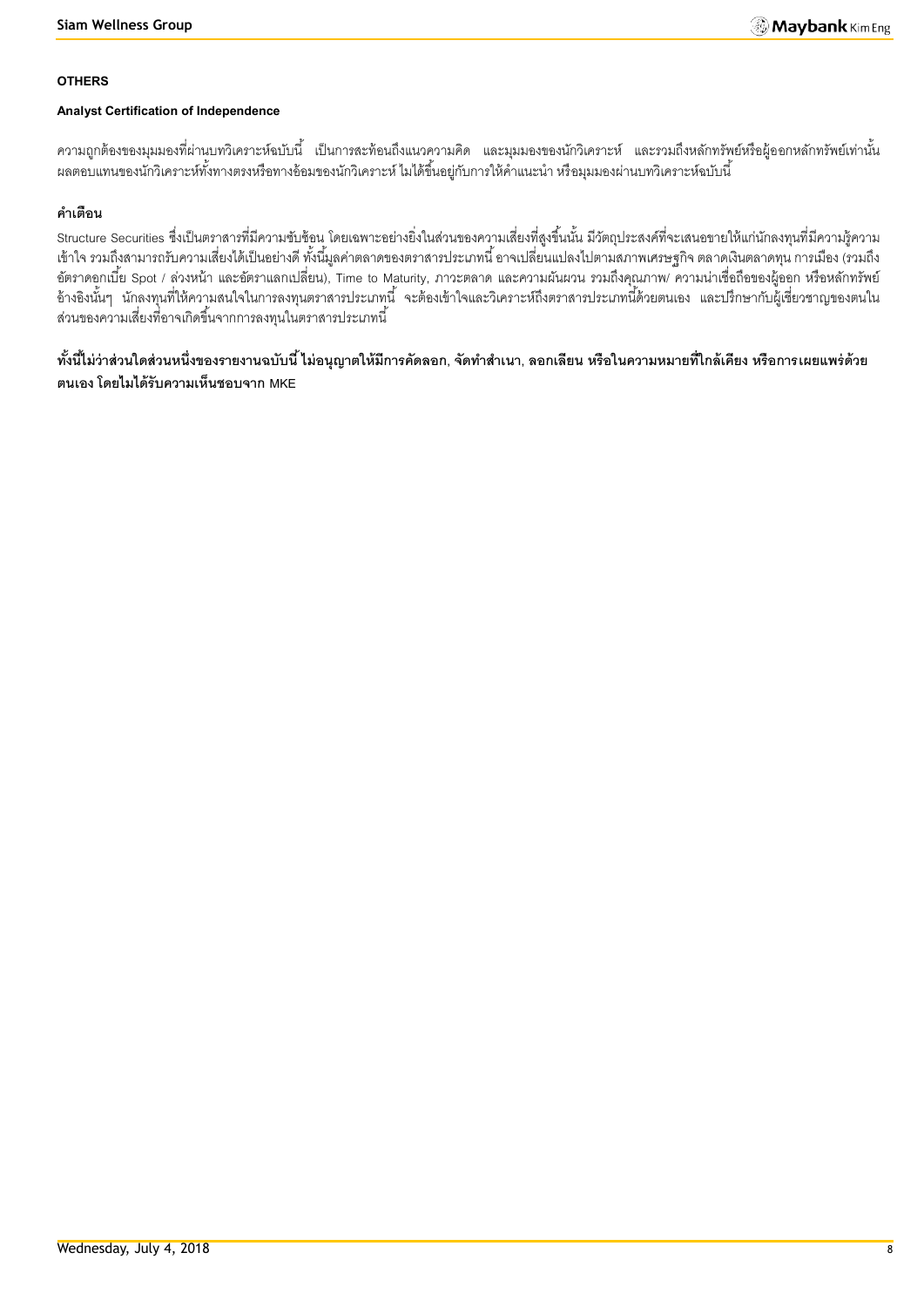**OTHERS**

**Analyst Certification of Independence**

ความถูกต้องของมุมมองที่ผ่านบทวิเคราะห์ฉบับนี้ เป็นการสะท้อนถึงแนวความคิด และมุมมองของนักวิเคราะห์ และรวมถึงหลักทรัพย์หรือผู้ออกหลักทรัพย์เท่านั้น ผลตอบแทนของนักวิเคราะห์ทั้งทางตรงหรือทางอ้อมของนักวิเคราะห์ ไม่ได้ขึ้นอยู่กับการให้คำแนะนำ หรือมุมมองผ่านบทวิเคราะห์ฉบับนี้

**คำเตือน**

Structure Securities ซึ่งเป็นตราสารที่มีความซับซ้อน โดยเฉพาะอย่างยิ่งในส่วนของความเสี่ยงที่สูงขึ้นนั้น มีวัตถุประสงค์ที่จะเสนอขายให้แก่นักลงทุนที่มีความรู้ความเข้าใจ รวมถึงสามารถรับความเสี่ยงได้เป็นอย่างดี ทั้งนี้มูลค่าตลาดของตราสารประเภทนี้ อาจเปลี่ยนแปลงไปตามสภาพเศรษฐกิจ ตลาดเงินตลาดทุน การเมือง (รวมถึงอัตราดอกเบี้ย Spot / ล่วงหน้า และอัตราแลกเปลี่ยน), Time to Maturity, ภาวะตลาด และความผันผวน รวมถึงคุณภาพ/ ความน่าเชื่อถือของผู้ออก หรือหลักทรัพย์อ้างอิงนั้นๆ นักลงทุนที่ให้ความสนใจในการลงทุนตราสารประเภทนี้ จะต้องเข้าใจและวิเคราะห์ถึงตราสารประเภทนี้ด้วยตนเอง และปรึกษากับผู้เชี่ยวชาญของตนในส่วนของความเสี่ยงที่อาจเกิดขึ้นจากการลงทุนในตราสารประเภทนี้

**ทั้งนี้ไม่ว่าส่วนใดส่วนหนึ่งของรายงานฉบับนี้ ไม่อนุญาตให้มีการคัดลอก, จัดทำสำเนา, ลอกเลียน หรือในความหมายที่ใกล้เคียง หรือการเผยแพร่ด้วยตนเอง โดยไม่ได้รับความเห็นชอบจาก MKE**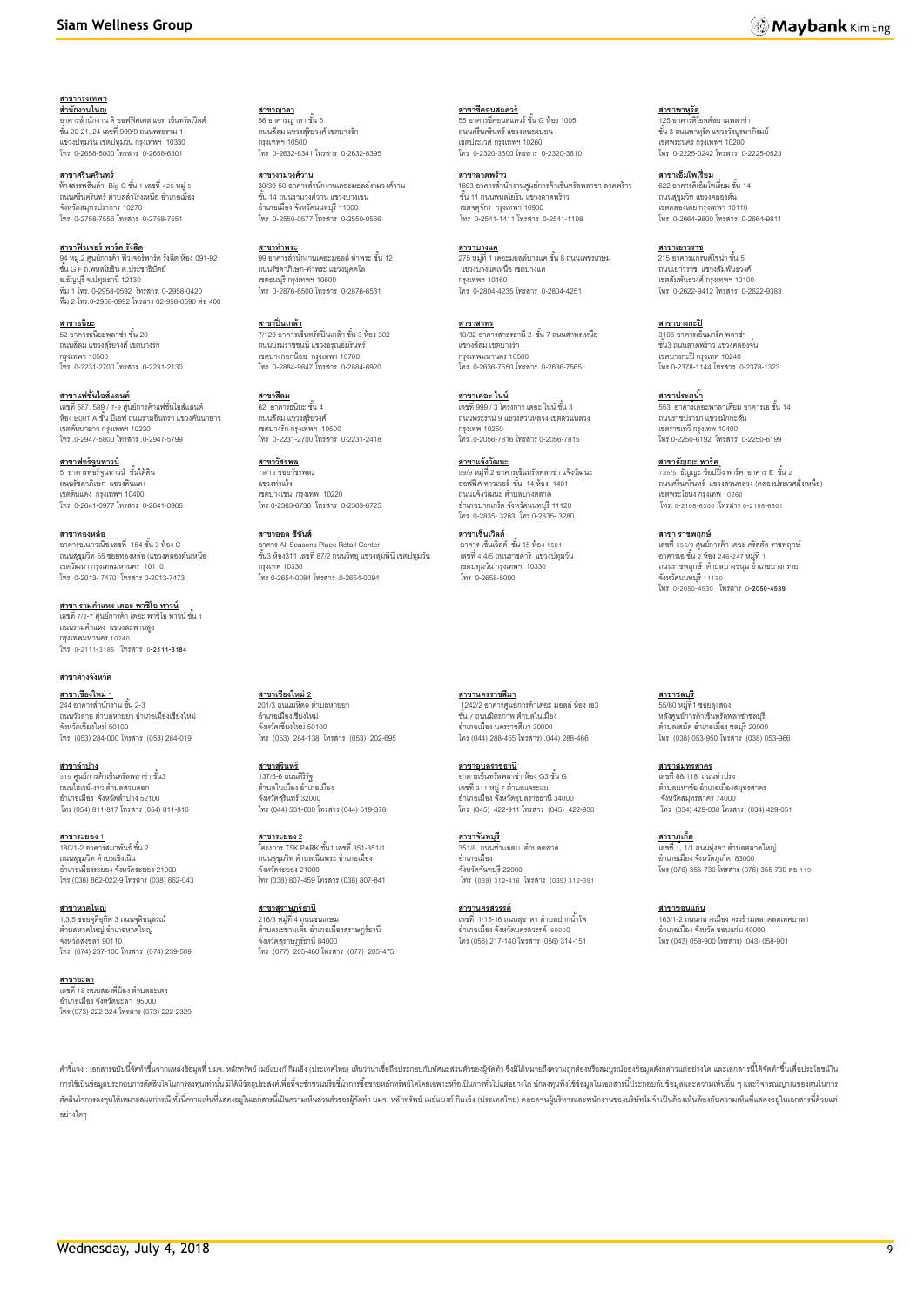## สาขากรุงเทพฯ

**สำนักงานใหญ่**
อาคารสำนักงาน ดิ ออฟฟิศเศส แอท เซ็นทรัลเวิลด์
ชั้น 20-21, 24 เลขที่ 999/9 ถนนพระราม 1
แขวงปทุมวัน เขตปทุมวัน กรุงเทพฯ 10330
โทร 0-2658-5000 โทรสาร 0-2658-6301

**สาขาศรีนครินทร์**
ห้างสรรพสินค้า Big C ชั้น 1 เลขที่ 425 หมู่ 5
ถนนศรีนครินทร์ ตำบลสำโรงเหนือ อำเภอเมือง
จังหวัดสมุทรปราการ 10270
โทร 0-2758-7556 โทรสาร 0-2758-7551

**สาขาฟิวเจอร์ พาร์ค รังสิต**
94 หมู่ 2 ศูนย์การค้า ฟิวเจอร์พาร์ค รังสิต ห้อง 091-92
ชั้น G F ถ.พหลโยธิน ต.ประชาธิปัตย์
อ.ธัญบุรี จ.ปทุมธานี 12130
ทีม 1 โทร. 0-2958-0592 โทรสาร. 0-2958-0420
ทีม 2 โทร.0-2958-0992 โทรสาร 02-958-0590 ต่อ 400

**สาขาอโศก**
52 อาคารธนิยะพลาซ่า ชั้น 20
ถนนสีลม แขวงสุริยวงศ์ เขตบางรัก
กรุงเทพฯ 10500
โทร 0-2231-2700 โทรสาร 0-2231-2130

**สาขาแฟชั่นไอส์แลนด์**
เลขที่ 587, 589 / 7-9 ศูนย์การค้าแฟชั่นไอส์แลนด์
ห้อง B001 A ชั้น บีเอฟ ถนนรามอินทรา แขวงคันนายาว
เขตคันนายาว กรุงเทพฯ 10230
โทร .0-2947-5800 โทรสาร .0-2947-5799

**สาขาฟอร์จูนทาวน์**
5 อาคารฟอร์จูนทาวน์ ชั้นใต้ดิน
ถนนรัชดาภิเษก แขวงดินแดง
เขตดินแดง กรุงเทพฯ 10400
โทร 0-2641-0977 โทรสาร 0-2641-0966

**สาขาทองหล่อ**
อาคารธนภาวนิช เลขที่ 154 ชั้น 3 ห้อง C
ถนนสุขุมวิท 55 ซอยทองหล่อ (แขวงคลองตันเหนือ
เขตวัฒนา กรุงเทพมหานคร 10110
โทร 0-2013- 7470 โทรสาร 0-2013-7473

**สาขา รามคำแหง เดอะ พาซิโอ ทาวน์**
เลขที่ 7/2-7 ศูนย์การค้า เดอะ พาซิโอ ทาวน์ ชั้น 1
ถนนรามคำแหง แขวงสะพานสูง
กรุงเทพมหานคร 10240
โทร 0-2111-3185 โทรสาร 0-2111-3184

**สาขาญาดา**
56 อาคารญาดา ชั้น 5
ถนนสีลม แขวงสุริยวงศ์ เขตบางรัก
กรุงเทพฯ 10500
โทร 0-2632-8341 โทรสาร 0-2632-8395

**สาขาบางกะปิ/งามวงศ์วาน**
30/39-50 อาคารสำนักงานเดอะมอลล์งามวงศ์วาน
ชั้น 14 ถนนงามวงศ์วาน แขวงบางเขน
อำเภอเมือง จังหวัดนนทบุรี 11000
โทร 0-2550-0577 โทรสาร 0-2550-0566

**สาขาท่าพระ**
99 อาคารสำนักงานเดอะมอลล์ ท่าพระ ชั้น 12
ถนนรัชดาภิเษก-ท่าพระ แขวงบุคคโล
เขตธนบุรี กรุงเทพฯ 10600
โทร 0-2876-6500 โทรสาร 0-2876-6531

**สาขาปิ่นเกล้า**
7/129 อาคารเซ็นทรัลปิ่นเกล้า ชั้น 3 ห้อง 302
ถนนบรมราชชนนี แขวงอรุณอัมรินทร์
เขตบางกอกน้อย กรุงเทพฯ 10700
โทร 0-2884-9847 โทรสาร 0-2884-6920

**สาขาสีลม**
62 อาคารธนิยะ ชั้น 4
ถนนสีลม แขวงสุริยวงศ์
เขตบางรัก กรุงเทพฯ 10500
โทร 0-2231-2700 โทรสาร 0-2231-2418

**สาขาวัชรพล**
78/13 ซอยวัชรพล2
แขวงท่าแร้ง
เขตบางเขน กรุงเทพ 10220
โทร 0-2363-6736 โทรสาร 0-2363-6725

**สาขาออล ซีซั่นส์**
อาคาร All Seasons Place Retail Center
ชั้น3 ห้อง311 เลขที่ 87/2 ถนนวิทยุ แขวงลุมพินี เขตปทุมวัน
กรุงเทพ 10330
โทร 0-2654-0084 โทรสาร .0-2654-0094

**สาขาซีคอนสแควร์**
55 อาคารซีคอนสแควร์ ชั้น G ห้อง 1005
ถนนศรีนครินทร์ แขวงหนองบอน
เขตประเวศ กรุงเทพฯ 10260
โทร 0-2320-3600 โทรสาร 0-2320-3610

**สาขาลาดพร้าว**
1693 อาคารสำนักงานศูนย์การค้าเซ็นทรัลพลาซ่า ลาดพร้าว
ชั้น 11 ถนนพหลโยธิน แขวงลาดยาว
เขตจตุจักร กรุงเทพฯ 10900
โทร 0-2541-1411 โทรสาร 0-2541-1108

**สาขาบางแค**
275 หมู่ที่ 1 เดอะมอลล์บางแค ชั้น 8 ถนนเพชรเกษม
แขวงบางแคเหนือ เขตบางแค
กรุงเทพฯ 10160
โทร 0-2804-4235 โทรสาร 0-2804-4251

**สาขาสาทร**
10/92 อาคารสาทรธานี 2 ชั้น 7 ถนนสาทรเหนือ
แขวงสีลม เขตบางรัก
กรุงเทพมหานคร 10500
โทร .0-2636-7550 โทรสาร .0-2636-7565

**สาขาเดอะ ไนน์**
เลขที่ 999 / 3 โครงการ เดอะ ไนน์ ชั้น 3
ถนนพระราม 9 แขวงสวนหลวง เขตสวนหลวง
กรุงเทพ 10250
โทร .0-2056-7816 โทรสาร 0-2056-7815

**สาขาแจ้งวัฒนะ**
99/9 หมู่ที่ 2 อาคารเซ็นทรัลพลาซ่า แจ้งวัฒนะ
ออฟฟิศ ทาวเวอร์ ชั้น 14 ห้อง 1401
ถนนแจ้งวัฒนะ ตำบลบางตลาด
อำเภอปากเกร็ด จังหวัดนนทบุรี 11120
โทร 0-2835- 3283 โทร 0-2835- 3280

**สาขาเซ็นเวิลด์**
อาคาร เซ็นเวิลด์ ชั้น 15 ห้อง 1501
เลขที่ 4,4/5 ถนนราชดำริ แขวงปทุมวัน
เขตปทุมวัน กรุงเทพฯ 10330
โทร 0-2658-5000

**สาขาพาหุรัด**
125 อาคารดิโอลด์สยามพลาซ่า
ชั้น 3 ถนนพาหุรัด แขวงวังบูรพาภิรมย์
เขตพระนคร กรุงเทพฯ 10200
โทร 0-2225-0242 โทรสาร 0-2225-0523

**สาขาเอ็มไพเรียม**
622 อาคารดิเอ็มไพเรียม ชั้น 14
ถนนสุขุมวิท แขวงคลองตัน
เขตคลองเตย กรุงเทพฯ 10110
โทร 0-2664-9800 โทรสาร 0-2664-9811

**สาขาเยาวราช**
215 อาคารแกรนด์ไชน่า ชั้น 5
ถนนเยาวราช แขวงสัมพันธวงศ์
เขตสัมพันธวงศ์ กรุงเทพฯ 10100
โทร 0-2622-9412 โทรสาร 0-2622-9383

**สาขาบางกะปิ**
3105 อาคารเอ็นมาร์ค พลาซ่า
ชั้น3 ถนนลาดพร้าว แขวงคลองจั่น
เขตบางกะปิ กรุงเทพ 10240
โทร.0-2378-1144 โทรสาร. 0-2378-1323

**สาขาประดิพัทธ์**
553 อาคารเดอะพาลาเดียม อาคารเอ ชั้น 14
ถนนราชปรารภ แขวงมักกะสัน
เขตราชเทวี กรุงเทพ 10400
โทร 0-2250-6192 โทรสาร 0-2250-6199

**สาขาธัญญะ พาร์ค**
735/5 ธัญญะ ช็อปปิ้ง พาร์ค อาคาร E ชั้น 2
ถนนศรีนครินทร์ แขวงสวนหลวง (คลองประเวศฝั่งเหนือ)
เขตพระโขนง กรุงเทพ 10260
โทร. 0-2108-6300 ,โทรสาร 0-2108-6301

**สาขา ราชพฤกษ์**
เลขที่ 555/9 ศูนย์การค้า เดอะ คริสตัล ราชพฤกษ์
อาคารเอ ชั้น 2 ห้อง 246-247 หมู่ที่ 1
ถนนราชพฤกษ์ ตำบลบางรักน้อย อำเภอบางกรวย
จังหวัดนนทบุรี 11130
โทร 0-2050-4530 โทรสาร 0-2050-4539

## สาขาต่างจังหวัด

**สาขาเชียงใหม่ 1**
244 อาคารสำนักงาน ชั้น 2-3
ถนนวัวลาย ตำบลหายยา อำเภอเมืองเชียงใหม่
จังหวัดเชียงใหม่ 50100
โทร (053) 284-000 โทรสาร (053) 284-019

**สาขาลำปาง**
319 ศูนย์การค้าเซ็นทรัลพลาซ่า ชั้น3
ถนนไฮเวย์-งาว ตำบลสวนดอก
อำเภอเมือง จังหวัดลำปาง 52100
โทร (054) 811-817 โทรสาร (054) 811-816

**สาขาระยอง 1**
180/1-2 อาคารสมาพันธ์ ชั้น 2
ถนนสุขุมวิท ตำบลเชิงเนิน
อำเภอเมืองระยอง จังหวัดระยอง 21000
โทร (038) 862-022-9 โทรสาร (038) 862-043

**สาขาหาดใหญ่**
1,3,5 ซอยจุติอุทิศ 3 ถนนจุติอนุสรณ์
ตำบลหาดใหญ่ อำเภอหาดใหญ่
จังหวัดสงขลา 90110
โทร (074) 237-100 โทรสาร (074) 239-509

**สาขายะลา**
เลขที่ 18 ถนนสองพี่น้อง ตำบลสะเตง
อำเภอเมือง จังหวัดยะลา 95000
โทร (073) 222-324 โทรสาร (073) 222-2329

**สาขาเชียงใหม่ 2**
201/3 ถนนมหิดล ตำบลหายยา
อำเภอเมืองเชียงใหม่
จังหวัดเชียงใหม่ 50100
โทร (053) 284-138 โทรสาร (053) 202-695

**สาขาสุรินทร์**
137/5-6 ถนนศิริรัฐ
ตำบลในเมือง อำเภอเมือง
จังหวัดสุรินทร์ 32000
โทร (044) 531-600 โทรสาร (044) 519-378

**สาขาระยอง 2**
โครงการ TSK PARK ชั้น1 เลขที่ 351-351/1
ถนนสุขุมวิท ตำบลเนินพระ อำเภอเมือง
จังหวัดระยอง 21000
โทร (038) 807-459 โทรสาร (038) 807-841

**สาขาสุราษฎร์ธานี**
216/3 หมู่ที่ 4 ถนนชนเกษม
ตำบลมะขามเตี้ย อำเภอเมืองสุราษฎร์ธานี
จังหวัดสุราษฎร์ธานี 84000
โทร (077) 205-460 โทรสาร (077) 205-475

**สาขานครราชสีมา**
1242/2 อาคารศูนย์การค้าเดอะ มอลล์ ห้อง เอ3
ชั้น 7 ถนนมิตรภาพ ตำบลในเมือง
อำเภอเมือง นครราชสีมา 30000
โทร (044) 288-455 โทรสาร) .044) 288-466

**สาขาอุบลราชธานี**
อาคารเซ็นทรัลพลาซ่า ห้อง G3 ชั้น G
เลขที่ 311 หมู่ 7 ตำบลแจระแม
อำเภอเมือง จังหวัดอุบลราชธานี 34000
โทร (045) 422-911 โทรสาร (045) 422-930

**สาขาจันทบุรี**
351/8 ถนนท่าแฉลบ ตำบลตลาด
อำเภอเมือง
จังหวัดจันทบุรี 22000
โทร (039) 312-416 โทรสาร (039) 312-391

**สาขานครสวรรค์**
เลขที่ 1/15-16 ถนนสุชาดา ตำบลปากน้ำโพ
อำเภอเมือง จังหวัดนครสวรรค์ 60000
โทร (056) 217-140 โทรสาร (056) 314-151

**สาขาชลบุรี**
55/60 หมู่ที่1 ซอยลุงสอง
หลังศูนย์การค้าเซ็นทรัลพลาซ่าชลบุรี
ตำบลเสม็ด อำเภอเมือง ชลบุรี 20000
โทร (038) 053-950 โทรสาร (038) 053-966

**สาขาสมุทรสาคร**
เลขที่ 88/118 ถนนท่าปรง
ตำบลมหาชัย อำเภอเมืองสมุทรสาคร
จังหวัดสมุทรสาคร 74000
โทร (034) 429-038 โทรสาร (034) 429-051

**สาขาภูเก็ต**
เลขที่ 1, 1/1 ถนนทุ่งคา ตำบลตลาดใหญ่
อำเภอเมือง จังหวัดภูเก็ต 83000
โทร (076) 355-730 โทรสาร (076) 355-730 ต่อ 119

**สาขาขอนแก่น**
163/1-2 ถนนกลางเมือง ตรงข้ามศาลหลักเมือง1
อำเภอเมือง จังหวัด ขอนแก่น 40000
โทร (043) 058-900 โทรสาร) .043) 058-901

**คำชี้แจง** : เอกสารฉบับนี้จัดทำขึ้นจากแหล่งข้อมูลที่ บมจ. หลักทรัพย์ เมย์แบงก์ กิมเอ็ง (ประเทศไทย) เห็นว่าน่าเชื่อถือประกอบกับทัศนะส่วนตัวของผู้จัดทำ ซึ่งมิได้หมายถึงความถูกต้องหรือสมบูรณ์ของข้อมูลดังกล่าวแต่อย่างใด และเอกสารนี้ได้จัดทำขึ้นเพื่อประโยชน์ในการใช้เป็นข้อมูลประกอบการตัดสินใจในการลงทุนเท่านั้น มิได้มีวัตถุประสงค์เพื่อที่จะชักชวนหรือชี้นำการซื้อขายหลักทรัพย์โดยเฉพาะหรือเป็นการทั่วไปแต่อย่างใด นักลงทุนพึงใช้ข้อมูลในเอกสารนี้ประกอบกับข้อมูลและความเห็นอื่น ๆ และวิจารณญาณของตนในการตัดสินใจการลงทุนให้เหมาะสมแก่กรณี ทั้งนี้ความเห็นที่แสดงอยู่ในเอกสารนี้เป็นความเห็นส่วนตัวของผู้จัดทำ บมจ. หลักทรัพย์ เมย์แบงก์ กิมเอ็ง (ประเทศไทย) ตลอดจนผู้บริหารและพนักงานของบริษัทไม่จำเป็นต้องเห็นพ้องกับความเห็นที่แสดงอยู่ในเอกสารนี้ด้วยแต่อย่างใดๆ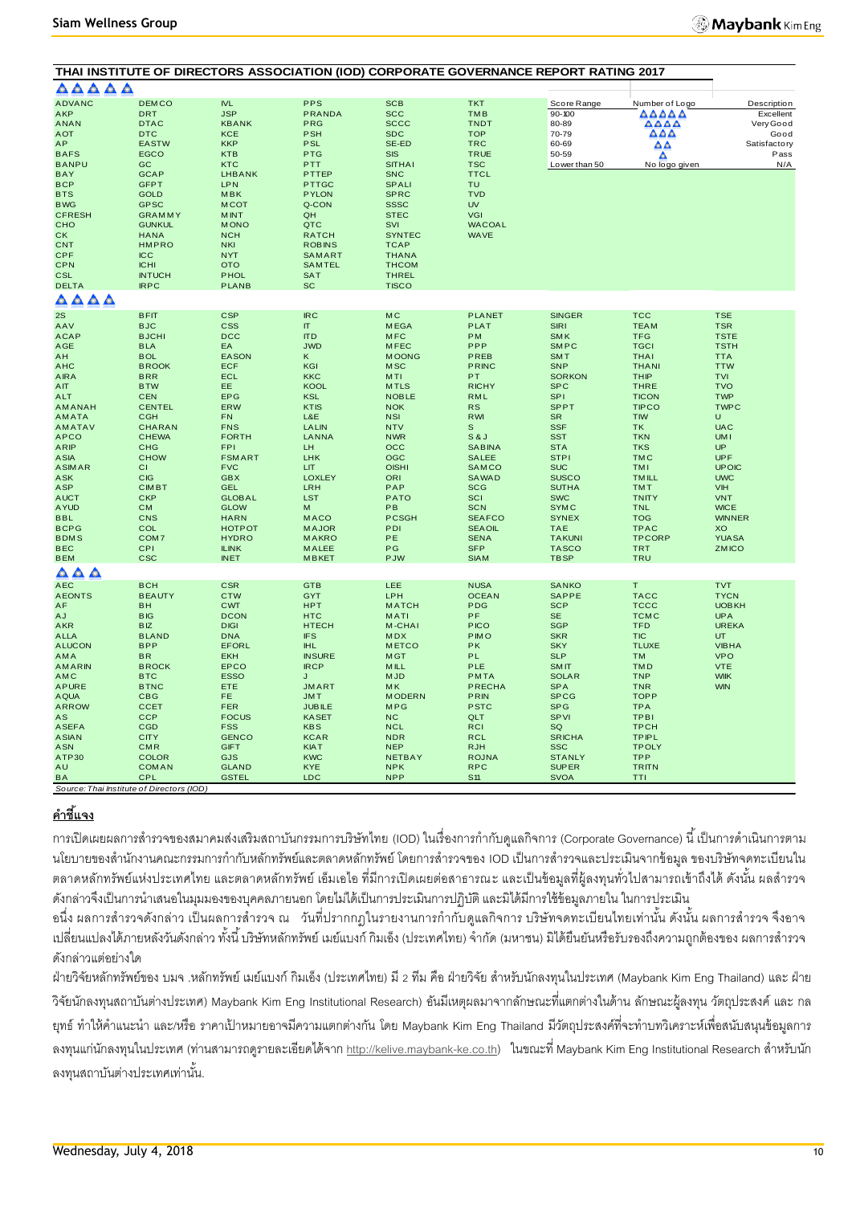**THAI INSTITUTE OF DIRECTORS ASSOCIATION (IOD) CORPORATE GOVERNANCE REPORT RATING 2017**

**▲▲▲▲▲**

| | | | | | |
|---|---|---|---|---|---|
| ADVANC | DEMCO | IVL | PPS | SCB | TKT |
| AKP | DRT | JSP | PRANDA | SCC | TMB |
| ANAN | DTAC | KBANK | PRG | SCCC | TNDT |
| AOT | DTC | KCE | PSH | SDC | TOP |
| AP | EASTW | KKP | PSL | SE-ED | TRC |
| BAFS | EGCO | KTB | PTG | SIS | TRUE |
| BANPU | GC | KTC | PTT | SITHAI | TSC |
| BAY | GCAP | LHBANK | PTTEP | SNC | TTCL |
| BCP | GFPT | LPN | PTTGC | SPALI | TU |
| BTS | GOLD | MBK | PYLON | SPRC | TVD |
| BWG | GPSC | MCOT | Q-CON | SSSC | UV |
| CFRESH | GRAMMY | MINT | QH | STEC | VGI |
| CHO | GUNKUL | MONO | QTC | SVI | WACOAL |
| CK | HANA | NCH | RATCH | SYNTEC | WAVE |
| CNT | HMPRO | NKI | ROBINS | TCAP | |
| CPF | ICC | NYT | SAMART | THANA | |
| CPN | ICHI | OTO | SAMTEL | THCOM | |
| CSL | INTUCH | PHOL | SAT | THREL | |
| DELTA | IRPC | PLANB | SC | TISCO | |

| Score Range | Number of Logo | Description |
|---|---|---|
| 90-100 | ▲▲▲▲▲ | Excellent |
| 80-89 | ▲▲▲▲ | Very Good |
| 70-79 | ▲▲▲ | Good |
| 60-69 | ▲▲ | Satisfactory |
| 50-59 | ▲ | Pass |
| Lower than 50 | No logo given | N/A |

**▲▲▲▲**

| | | | | | | | | |
|---|---|---|---|---|---|---|---|---|
| 2S | BFIT | CSP | IRC | MC | PLANET | SINGER | TCC | TSE |
| AAV | BJC | CSS | IT | MEGA | PLAT | SIRI | TEAM | TSR |
| ACAP | BJCHI | DCC | ITD | MFC | PM | SMK | TFG | TSTE |
| AGE | BLA | EA | JWD | MFEC | PPP | SMPC | TGCI | TSTH |
| AH | BOL | EASON | K | MOONG | PREB | SMT | THAI | TTA |
| AHC | BROOK | ECF | KGI | MSC | PRINC | SNP | THANI | TTW |
| AIRA | BRR | ECL | KKC | MTI | PT | SORKON | THIP | TVI |
| AIT | BTW | EE | KOOL | MTLS | RICHY | SPC | THRE | TVO |
| ALT | CEN | EPG | KSL | NOBLE | RML | SPI | TICON | TWP |
| AMANAH | CENTEL | ERW | KTIS | NOK | RS | SPPT | TIPCO | TWPC |
| AMATA | CGH | FN | L&E | NSI | RWI | SR | TIW | U |
| AMATAV | CHARAN | FNS | LALIN | NTV | S | SSF | TK | UAC |
| APCO | CHEWA | FORTH | LANNA | NWR | S & J | SST | TKN | UMI |
| ARIP | CHG | FPI | LH | OCC | SABINA | STA | TKS | UP |
| ASIA | CHOW | FSMART | LHK | OGC | SALEE | STPI | TMC | UPF |
| ASIMAR | CI | FVC | LIT | OISHI | SAMCO | SUC | TMI | UPOIC |
| ASK | CIG | GBX | LOXLEY | ORI | SAWAD | SUSCO | TMILL | UWC |
| ASP | CIMBT | GEL | LRH | PAP | SCG | SUTHA | TMT | VIH |
| AUCT | CKP | GLOBAL | LST | PATO | SCI | SWC | TNITY | VNT |
| AYUD | CM | GLOW | M | PB | SCN | SYMC | TNL | WICE |
| BBL | CNS | HARN | MACO | PCSGH | SEAFCO | SYNEX | TOG | WINNER |
| BCPG | COL | HOTPOT | MAJOR | PDI | SEAOIL | TAE | TPAC | XO |
| BDMS | COM7 | HYDRO | MAKRO | PE | SENA | TAKUNI | TPCORP | YUASA |
| BEC | CPI | ILINK | MALEE | PG | SFP | TASCO | TRT | ZMICO |
| BEM | CSC | INET | MBKET | PJW | SIAM | TBSP | TRU | |

**▲▲▲**

| | | | | | | | | |
|---|---|---|---|---|---|---|---|---|
| AEC | BCH | CSR | GTB | LEE | NUSA | SANKO | T | TVT |
| AEONTS | BEAUTY | CTW | GYT | LPH | OCEAN | SAPPE | TACC | TYCN |
| AF | BH | CWT | HPT | MATCH | PDG | SCP | TCCC | UOBKH |
| AJ | BIG | DCON | HTC | MATI | PF | SE | TCMC | UPA |
| AKR | BIZ | DIGI | HTECH | M-CHAI | PICO | SGP | TFD | UREKA |
| ALLA | BLAND | DNA | IFS | MDX | PIMO | SKR | TIC | UT |
| ALUCON | BPP | EFORL | IHL | METCO | PK | SKY | TLUXE | VIBHA |
| AMA | BR | EKH | INSURE | MGT | PL | SLP | TM | VPO |
| AMARIN | BROCK | EPCO | IRCP | MILL | PLE | SMIT | TMD | VTE |
| AMC | BTC | ESSO | J | MJD | PMTA | SOLAR | TNP | WIIK |
| APURE | BTNC | ETE | JMART | MK | PRECHA | SPA | TNR | WIN |
| AQUA | CBG | FE | JMT | MODERN | PRIN | SPCG | TOPP | |
| ARROW | CCET | FER | JUBILE | MPG | PSTC | SPG | TPA | |
| AS | CCP | FOCUS | KASET | NC | QLT | SPVI | TPBI | |
| ASEFA | CGD | FSS | KBS | NCL | RCI | SQ | TPCH | |
| ASIAN | CITY | GENCO | KCAR | NDR | RCL | SRICHA | TPIPL | |
| ASN | CMR | GIFT | KIAT | NEP | RJH | SSC | TPOLY | |
| ATP30 | COLOR | GJS | KWC | NETBAY | ROJNA | STANLY | TPP | |
| AU | COMAN | GLAND | KYE | NPK | RPC | SUPER | TRITN | |
| BA | CPL | GSTEL | LDC | NPP | S11 | SVOA | TTI | |

*Source: Thai Institute of Directors (IOD)*

**คำชี้แจง**

การเปิดเผยผลการสำรวจของสมาคมส่งเสริมสถาบันกรรมการบริษัทไทย (IOD) ในเรื่องการกำกับดูแลกิจการ (Corporate Governance) นี้ เป็นการดำเนินการตามนโยบายของสำนักงานคณะกรรมการกำกับหลักทรัพย์และตลาดหลักทรัพย์ โดยการสำรวจของ IOD เป็นการสำรวจและประเมินจากข้อมูล ของบริษัทจดทะเบียนในตลาดหลักทรัพย์แห่งประเทศไทย และตลาดหลักทรัพย์ เอ็มเอไอ ที่มีการเปิดเผยต่อสาธารณะ และเป็นข้อมูลที่ผู้ลงทุนทั่วไปสามารถเข้าถึงได้ ดังนั้น ผลสำรวจดังกล่าวจึงเป็นการนำเสนอในมุมมองของบุคคลภายนอก โดยไม่ได้เป็นการประเมินการปฏิบัติ และมิได้มีการใช้ข้อมูลภายใน ในการประเมิน

อนึ่ง ผลการสำรวจดังกล่าว เป็นผลการสำรวจ ณ วันที่ปรากฏในรายงานการกำกับดูแลกิจการ บริษัทจดทะเบียนไทยเท่านั้น ดังนั้น ผลการสำรวจ จึงอาจเปลี่ยนแปลงได้ภายหลังวันดังกล่าว ทั้งนี้ บริษัทหลักทรัพย์ เมย์แบงก์ กิมเอ็ง (ประเทศไทย) จำกัด (มหาชน) มิได้ยืนยันหรือรับรองถึงความถูกต้องของ ผลการสำรวจดังกล่าวแต่อย่างใด

ฝ่ายวิจัยหลักทรัพย์ของ บมจ .หลักทรัพย์ เมย์แบงก์ กิมเอ็ง (ประเทศไทย) มี 2 ทีม คือ ฝ่ายวิจัย สำหรับนักลงทุนในประเทศ (Maybank Kim Eng Thailand) และ ฝ่ายวิจัยนักลงทุนสถาบันต่างประเทศ) Maybank Kim Eng Institutional Research) อันมีเหตุผลมาจากลักษณะที่แตกต่างในด้าน ลักษณะผู้ลงทุน วัตถุประสงค์ และ กลยุทธ์ ทำให้คำแนะนำ และ/หรือ ราคาเป้าหมายอาจมีความแตกต่างกัน โดย Maybank Kim Eng Thailand มีวัตถุประสงค์ที่จะทำบทวิเคราะห์เพื่อสนับสนุนข้อมูลการลงทุนแก่นักลงทุนในประเทศ (ท่านสามารถดูรายละเอียดได้จาก http://kelive.maybank-ke.co.th) ในขณะที่ Maybank Kim Eng Institutional Research สำหรับนักลงทุนสถาบันต่างประเทศเท่านั้น.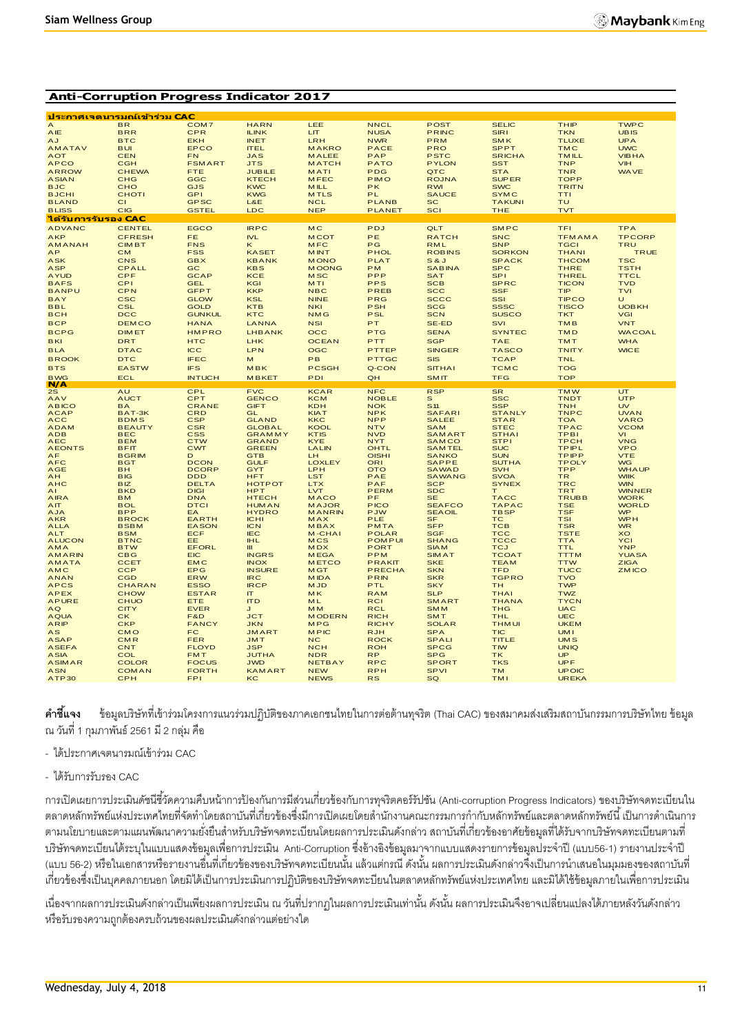## Anti-Corruption Progress Indicator 2017

**ประกาศเจตนารมณ์เข้าร่วม CAC**

| | | | | | | | | | | |
|---|---|---|---|---|---|---|---|---|---|---|
| A | BR | COM7 | HARN | LEE | NNCL | POST | SELIC | THIP | TWPC |
| AIE | BRR | CPR | ILINK | LIT | NUSA | PRINC | SIRI | TKN | UBIS |
| AJ | BTC | EKH | INET | LRH | NWR | PRM | SMK | TLUXE | UPA |
| AMATAV | BUI | EPCO | ITEL | MAKRO | PACE | PRO | SPPT | TMC | UWC |
| AOT | CEN | FN | JAS | MALEE | PAP | PSTC | SRICHA | TMILL | VIBHA |
| APCO | CGH | FSMART | JTS | MATCH | PATO | PYLON | SST | TNP | VIH |
| ARROW | CHEWA | FTE | JUBILE | MATI | PDG | QTC | STA | TNR | WAVE |
| ASIAN | CHG | GGC | KTECH | MFEC | PIMO | ROJNA | SUPER | TOPP | |
| BJC | CHO | GJS | KWC | MILL | PK | RWI | SWC | TRITN | |
| BJCHI | CHOTI | GPI | KWG | MTLS | PL | SAUCE | SYMC | TTI | |
| BLAND | CI | GPSC | L&E | NCL | PLANB | SC | TAKUNI | TU | |
| BLISS | CIG | GSTEL | LDC | NEP | PLANET | SCI | THE | TVT | |

**ได้รับการรับรอง CAC**

| | | | | | | | | | |
|---|---|---|---|---|---|---|---|---|---|
| ADVANC | CENTEL | EGCO | IRPC | MC | PDJ | QLT | SMPC | TFI | TPA |
| AKP | CFRESH | FE | IVL | MCOT | PE | RATCH | SNC | TFMAMA | TPCORP |
| AMANAH | CIMBT | FNS | K | MFC | PG | RML | SNP | TGCI | TRU |
| AP | CM | FSS | KASET | MINT | PHOL | ROBINS | SORKON | THANI | TRUE |
| ASK | CNS | GBX | KBANK | MONO | PLAT | S & J | SPACK | THCOM | TSC |
| ASP | CPALL | GC | KBS | MOONG | PM | SABINA | SPC | THRE | TSTH |
| AYUD | CPF | GCAP | KCE | MSC | PPP | SAT | SPI | THREL | TTCL |
| BAFS | CPI | GEL | KGI | MTI | PPS | SCB | SPRC | TICON | TVD |
| BANPU | CPN | GFPT | KKP | NBC | PREB | SCC | SSF | TIP | TVI |
| BAY | CSC | GLOW | KSL | NINE | PRG | SCCC | SSI | TIPCO | U |
| BBL | CSL | GOLD | KTB | NKI | PSH | SCG | SSSC | TISCO | UOBKH |
| BCH | DCC | GUNKUL | KTC | NMG | PSL | SCN | SUSCO | TKT | VGI |
| BCP | DEMCO | HANA | LANNA | NSI | PT | SE-ED | SVI | TMB | VNT |
| BCPG | DIMET | HMPRO | LHBANK | OCC | PTG | SENA | SYNTEC | TMD | WACOAL |
| BKI | DRT | HTC | LHK | OCEAN | PTT | SGP | TAE | TMT | WHA |
| BLA | DTAC | ICC | LPN | OGC | PTTEP | SINGER | TASCO | TNITY | WICE |
| BROOK | DTC | IFEC | M | PB | PTTGC | SIS | TCAP | TNL | |
| BTS | EASTW | IFS | MBK | PCSGH | Q-CON | SITHAI | TCMC | TOG | |
| BWG | ECL | INTUCH | MBKET | PDI | QH | SMIT | TFG | TOP | |

**N/A**

| | | | | | | | | | |
|---|---|---|---|---|---|---|---|---|---|
| 2S | AU | CPL | FVC | KCAR | NFC | RSP | SR | TMW | UT |
| AAV | AUCT | CPT | GENCO | KCM | NOBLE | S | SSC | TNDT | UTP |
| ABICO | BA | CRANE | GIFT | KDH | NOK | S11 | SSP | TNH | UV |
| ACAP | BAT-3K | CRD | GL | KIAT | NPK | SAFARI | STANLY | TNPC | UVAN |
| ACC | BDMS | CSP | GLAND | KKC | NPP | SALEE | STAR | TOA | VARO |
| ADAM | BEAUTY | CSR | GLOBAL | KOOL | NTV | SAM | STEC | TPAC | VCOM |
| ADB | BEC | CSS | GRAMMY | KTIS | NVD | SAMART | STHAI | TPBI | VI |
| AEC | BEM | CTW | GRAND | KYE | NYT | SAMCO | STPI | TPCH | VNG |
| AEONTS | BFIT | CWT | GREEN | LALIN | OHTL | SAMTEL | SUC | TPIPL | VPO |
| AF | BGRIM | D | GTB | LH | OISHI | SANKO | SUN | TPIPP | VTE |
| AFC | BGT | DCON | GULF | LOXLEY | ORI | SAPPE | SUTHA | TPOLY | WG |
| AGE | BH | DCORP | GYT | LPH | OTO | SAWAD | SVH | TPP | WHAUP |
| AH | BIG | DDD | HFT | LST | PAE | SAWANG | SVOA | TR | WIIK |
| AHC | BIZ | DELTA | HOTPOT | LTX | PAF | SCP | SYNEX | TRC | WIN |
| AI | BKD | DIGI | HPT | LVT | PERM | SDC | T | TRT | WINNER |
| AIRA | BM | DNA | HTECH | MACO | PF | SE | TACC | TRUBB | WORK |
| AIT | BOL | DTCI | HUMAN | MAJOR | PICO | SEAFCO | TAPAC | TSE | WORLD |
| AJA | BPP | EA | HYDRO | MANRIN | PJW | SEAOIL | TBSP | TSF | WP |
| AKR | BROCK | EARTH | ICHI | MAX | PLE | SF | TC | TSI | WPH |
| ALLA | BSBM | EASON | ICN | MBAX | PMTA | SFP | TCB | TSR | WR |
| ALT | BSM | ECF | IEC | M-CHAI | POLAR | SGF | TCC | TSTE | XO |
| ALUCON | BTNC | EE | IHL | MCS | POMPUI | SHANG | TCCC | TTA | YCI |
| AMA | BTW | EFORL | III | MDX | PORT | SIAM | TCJ | TTL | YNP |
| AMARIN | CBG | EIC | INGRS | MEGA | PPM | SIMAT | TCOAT | TTTM | YUASA |
| AMATA | CCET | EMC | INOX | METCO | PRAKIT | SKE | TEAM | TTW | ZIGA |
| AMC | CCP | EPG | INSURE | MGT | PRECHA | SKN | TFD | TUCC | ZMICO |
| ANAN | CGD | ERW | IRC | MIDA | PRIN | SKR | TGPRO | TVO | |
| APCS | CHARAN | ESSO | IRCP | MJD | PTL | SKY | TH | TWP | |
| APEX | CHOW | ESTAR | IT | MK | RAM | SLP | THAI | TWZ | |
| APURE | CHUO | ETE | ITD | ML | RCI | SMART | THANA | TYCN | |
| AQ | CITY | EVER | J | MM | RCL | SMM | THG | UAC | |
| AQUA | CK | F&D | JCT | MODERN | RICH | SMT | THL | UEC | |
| ARIP | CKP | FANCY | JKN | MPG | RICHY | SOLAR | THMUI | UKEM | |
| AS | CMO | FC | JMART | MPIC | RJH | SPA | TIC | UMI | |
| ASAP | CMR | FER | JMT | NC | ROCK | SPALI | TITLE | UMS | |
| ASEFA | CNT | FLOYD | JSP | NCH | ROH | SPCG | TIW | UNIQ | |
| ASIA | COL | FMT | JUTHA | NDR | RP | SPG | TK | UP | |
| ASIMAR | COLOR | FOCUS | JWD | NETBAY | RPC | SPORT | TKS | UPF | |
| ASN | COMAN | FORTH | KAMART | NEW | RPH | SPVI | TM | UPOIC | |
| ATP30 | CPH | FPI | KC | NEWS | RS | SQ | TMI | UREKA | |

**คำชี้แจง** ข้อมูลบริษัทที่เข้าร่วมโครงการแนวร่วมปฏิบัติของภาคเอกชนไทยในการต่อต้านทุจริต (Thai CAC) ของสมาคมส่งเสริมสถาบันกรรมการบริษัทไทย ข้อมูล ณ วันที่ 1 กุมภาพันธ์ 2561 มี 2 กลุ่ม คือ

- ได้ประกาศเจตนารมณ์เข้าร่วม CAC
- ได้รับการรับรอง CAC

การเปิดเผยการประเมินดัชนีชี้วัดความคืบหน้าการป้องกันการมีส่วนเกี่ยวข้องกับการทุจริตคอร์รัปชัน (Anti-corruption Progress Indicators) ของบริษัทจดทะเบียนในตลาดหลักทรัพย์แห่งประเทศไทยที่จัดทำโดยสถาบันที่เกี่ยวข้องซึ่งมีการเปิดเผยโดยสำนักงานคณะกรรมการกำกับหลักทรัพย์และตลาดหลักทรัพย์นี้ เป็นการดำเนินการตามนโยบายและตามแผนพัฒนาความยั่งยืนสำหรับบริษัทจดทะเบียนโดยผลการประเมินดังกล่าว สถาบันที่เกี่ยวข้องอาศัยข้อมูลที่ได้รับจากบริษัทจดทะเบียนตามที่บริษัทจดทะเบียนได้ระบุในแบบแสดงข้อมูลเพื่อการประเมิน Anti-Corruption ซึ่งอ้างอิงข้อมูลมาจากแบบแสดงรายการข้อมูลประจำปี (แบบ56-1) รายงานประจำปี (แบบ 56-2) หรือในเอกสารหรือรายงานอื่นที่เกี่ยวข้องของบริษัทจดทะเบียนนั้น แล้วแต่กรณี ดังนั้น ผลการประเมินดังกล่าวจึงเป็นการนำเสนอในมุมมองของสถาบันที่เกี่ยวข้องซึ่งเป็นบุคคลภายนอก โดยมิได้เป็นการประเมินการปฏิบัติของบริษัทจดทะเบียนในตลาดหลักทรัพย์แห่งประเทศไทย และมิได้ใช้ข้อมูลภายในเพื่อการประเมิน

เนื่องจากผลการประเมินดังกล่าวเป็นเพียงผลการประเมิน ณ วันที่ปรากฏในผลการประเมินเท่านั้น ดังนั้น ผลการประเมินจึงอาจเปลี่ยนแปลงได้ภายหลังวันดังกล่าว หรือรับรองความถูกต้องครบถ้วนของผลประเมินดังกล่าวแต่อย่างใด